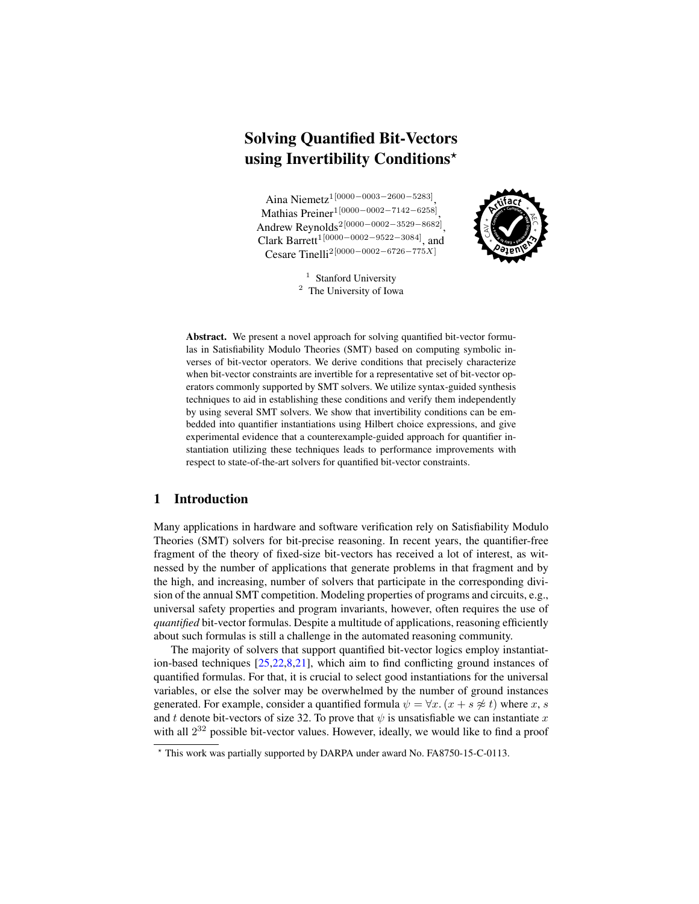# Solving Quantified Bit-Vectors using Invertibility Conditions*

Aina Niemetz[1[0000−0003−2600−5283]], Mathias Preiner[1[0000−0002−7142−6258]], Andrew Reynolds[2[0000−0002−3529−8682]], Clark Barrett[1[0000−0002−9522−3084]], and Cesare Tinelli[2[0000−0002−6726−775X]]

[1] Stanford University
[2] The University of Iowa

**Abstract.** We present a novel approach for solving quantified bit-vector formulas in Satisfiability Modulo Theories (SMT) based on computing symbolic inverses of bit-vector operators. We derive conditions that precisely characterize when bit-vector constraints are invertible for a representative set of bit-vector operators commonly supported by SMT solvers. We utilize syntax-guided synthesis techniques to aid in establishing these conditions and verify them independently by using several SMT solvers. We show that invertibility conditions can be embedded into quantifier instantiations using Hilbert choice expressions, and give experimental evidence that a counterexample-guided approach for quantifier instantiation utilizing these techniques leads to performance improvements with respect to state-of-the-art solvers for quantified bit-vector constraints.

## 1 Introduction

Many applications in hardware and software verification rely on Satisfiability Modulo Theories (SMT) solvers for bit-precise reasoning. In recent years, the quantifier-free fragment of the theory of fixed-size bit-vectors has received a lot of interest, as witnessed by the number of applications that generate problems in that fragment and by the high, and increasing, number of solvers that participate in the corresponding division of the annual SMT competition. Modeling properties of programs and circuits, e.g., universal safety properties and program invariants, however, often requires the use of *quantified* bit-vector formulas. Despite a multitude of applications, reasoning efficiently about such formulas is still a challenge in the automated reasoning community.

The majority of solvers that support quantified bit-vector logics employ instantiation-based techniques [25,22,8,21], which aim to find conflicting ground instances of quantified formulas. For that, it is crucial to select good instantiations for the universal variables, or else the solver may be overwhelmed by the number of ground instances generated. For example, consider a quantified formula $\psi = \forall x. (x + s \not\approx t)$ where $x$, $s$ and $t$ denote bit-vectors of size 32. To prove that $\psi$ is unsatisfiable we can instantiate $x$ with all $2^{32}$ possible bit-vector values. However, ideally, we would like to find a proof

* This work was partially supported by DARPA under award No. FA8750-15-C-0113.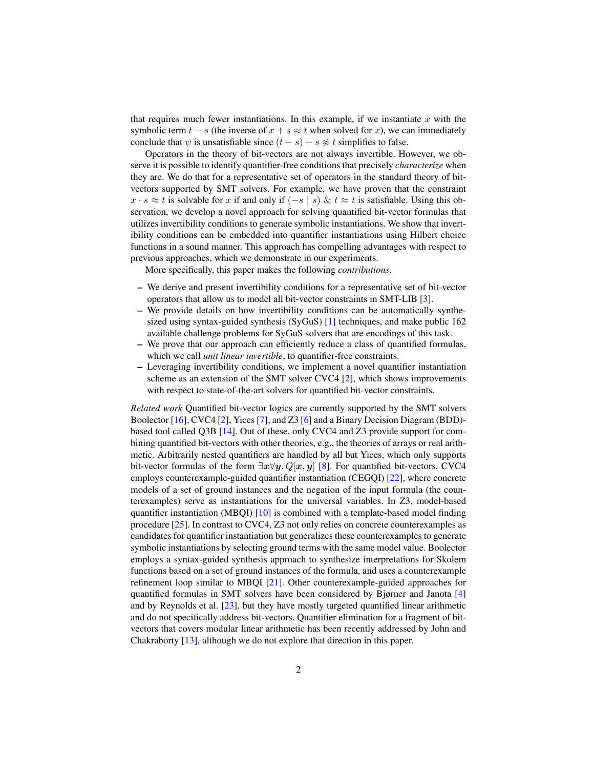that requires much fewer instantiations. In this example, if we instantiate $x$ with the symbolic term $t - s$ (the inverse of $x + s \approx t$ when solved for $x$), we can immediately conclude that $\psi$ is unsatisfiable since $(t - s) + s \not\approx t$ simplifies to false.

Operators in the theory of bit-vectors are not always invertible. However, we observe it is possible to identify quantifier-free conditions that precisely *characterize* when they are. We do that for a representative set of operators in the standard theory of bit-vectors supported by SMT solvers. For example, we have proven that the constraint $x \cdot s \approx t$ is solvable for $x$ if and only if $(-s \mid s) \;\&\; t \approx t$ is satisfiable. Using this observation, we develop a novel approach for solving quantified bit-vector formulas that utilizes invertibility conditions to generate symbolic instantiations. We show that invertibility conditions can be embedded into quantifier instantiations using Hilbert choice functions in a sound manner. This approach has compelling advantages with respect to previous approaches, which we demonstrate in our experiments.

More specifically, this paper makes the following *contributions*.

- We derive and present invertibility conditions for a representative set of bit-vector operators that allow us to model all bit-vector constraints in SMT-LIB [3].
- We provide details on how invertibility conditions can be automatically synthesized using syntax-guided synthesis (SyGuS) [1] techniques, and make public 162 available challenge problems for SyGuS solvers that are encodings of this task.
- We prove that our approach can efficiently reduce a class of quantified formulas, which we call *unit linear invertible*, to quantifier-free constraints.
- Leveraging invertibility conditions, we implement a novel quantifier instantiation scheme as an extension of the SMT solver CVC4 [2], which shows improvements with respect to state-of-the-art solvers for quantified bit-vector constraints.

*Related work* Quantified bit-vector logics are currently supported by the SMT solvers Boolector [16], CVC4 [2], Yices [7], and Z3 [6] and a Binary Decision Diagram (BDD)-based tool called Q3B [14]. Out of these, only CVC4 and Z3 provide support for combining quantified bit-vectors with other theories, e.g., the theories of arrays or real arithmetic. Arbitrarily nested quantifiers are handled by all but Yices, which only supports bit-vector formulas of the form $\exists \boldsymbol{x} \forall \boldsymbol{y}. \, Q[\boldsymbol{x}, \boldsymbol{y}]$ [8]. For quantified bit-vectors, CVC4 employs counterexample-guided quantifier instantiation (CEGQI) [22], where concrete models of a set of ground instances and the negation of the input formula (the counterexamples) serve as instantiations for the universal variables. In Z3, model-based quantifier instantiation (MBQI) [10] is combined with a template-based model finding procedure [25]. In contrast to CVC4, Z3 not only relies on concrete counterexamples as candidates for quantifier instantiation but generalizes these counterexamples to generate symbolic instantiations by selecting ground terms with the same model value. Boolector employs a syntax-guided synthesis approach to synthesize interpretations for Skolem functions based on a set of ground instances of the formula, and uses a counterexample refinement loop similar to MBQI [21]. Other counterexample-guided approaches for quantified formulas in SMT solvers have been considered by Bjørner and Janota [4] and by Reynolds et al. [23], but they have mostly targeted quantified linear arithmetic and do not specifically address bit-vectors. Quantifier elimination for a fragment of bit-vectors that covers modular linear arithmetic has been recently addressed by John and Chakraborty [13], although we do not explore that direction in this paper.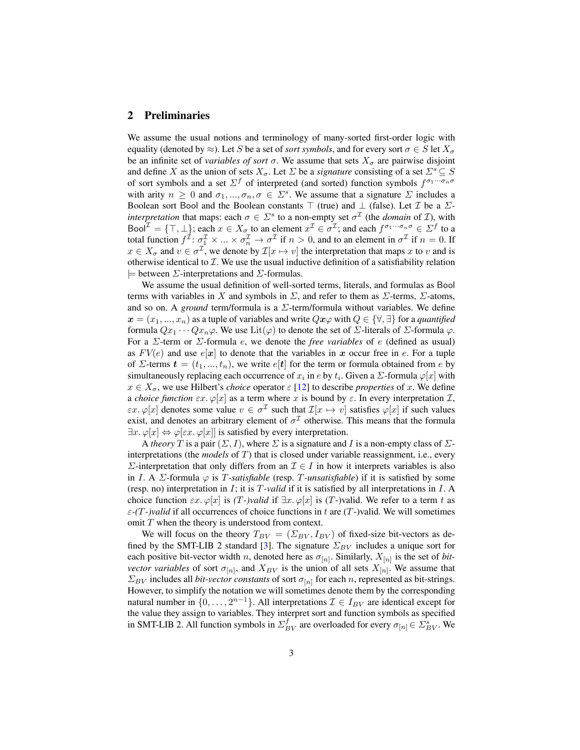## 2 Preliminaries

We assume the usual notions and terminology of many-sorted first-order logic with equality (denoted by $\approx$). Let $S$ be a set of *sort symbols*, and for every sort $\sigma \in S$ let $X_\sigma$ be an infinite set of *variables of sort* $\sigma$. We assume that sets $X_\sigma$ are pairwise disjoint and define $X$ as the union of sets $X_\sigma$. Let $\Sigma$ be a *signature* consisting of a set $\Sigma^s \subseteq S$ of sort symbols and a set $\Sigma^f$ of interpreted (and sorted) function symbols $f^{\sigma_1 \cdots \sigma_n \sigma}$ with arity $n \geq 0$ and $\sigma_1, ..., \sigma_n, \sigma \in \Sigma^s$. We assume that a signature $\Sigma$ includes a Boolean sort $\mathsf{Bool}$ and the Boolean constants $\top$ (true) and $\bot$ (false). Let $\mathcal{I}$ be a $\Sigma$-*interpretation* that maps: each $\sigma \in \Sigma^s$ to a non-empty set $\sigma^\mathcal{I}$ (the *domain* of $\mathcal{I}$), with $\mathsf{Bool}^\mathcal{I} = \{\top, \bot\}$; each $x \in X_\sigma$ to an element $x^\mathcal{I} \in \sigma^\mathcal{I}$; and each $f^{\sigma_1 \cdots \sigma_n \sigma} \in \Sigma^f$ to a total function $f^\mathcal{I}$: $\sigma_1^\mathcal{I} \times ... \times \sigma_n^\mathcal{I} \to \sigma^\mathcal{I}$ if $n > 0$, and to an element in $\sigma^\mathcal{I}$ if $n = 0$. If $x \in X_\sigma$ and $v \in \sigma^\mathcal{I}$, we denote by $\mathcal{I}[x \mapsto v]$ the interpretation that maps $x$ to $v$ and is otherwise identical to $\mathcal{I}$. We use the usual inductive definition of a satisfiability relation $\models$ between $\Sigma$-interpretations and $\Sigma$-formulas.

We assume the usual definition of well-sorted terms, literals, and formulas as $\mathsf{Bool}$ terms with variables in $X$ and symbols in $\Sigma$, and refer to them as $\Sigma$-terms, $\Sigma$-atoms, and so on. A *ground* term/formula is a $\Sigma$-term/formula without variables. We define $\boldsymbol{x} = (x_1, ..., x_n)$ as a tuple of variables and write $Q\boldsymbol{x}\varphi$ with $Q \in \{\forall, \exists\}$ for a *quantified* formula $Qx_1 \cdots Qx_n\varphi$. We use $\mathrm{Lit}(\varphi)$ to denote the set of $\Sigma$-literals of $\Sigma$-formula $\varphi$. For a $\Sigma$-term or $\Sigma$-formula $e$, we denote the *free variables* of $e$ (defined as usual) as $FV(e)$ and use $e[\boldsymbol{x}]$ to denote that the variables in $\boldsymbol{x}$ occur free in $e$. For a tuple of $\Sigma$-terms $\boldsymbol{t} = (t_1, ..., t_n)$, we write $e[\boldsymbol{t}]$ for the term or formula obtained from $e$ by simultaneously replacing each occurrence of $x_i$ in $e$ by $t_i$. Given a $\Sigma$-formula $\varphi[x]$ with $x \in X_\sigma$, we use Hilbert's *choice* operator $\varepsilon$ [12] to describe *properties* of $x$. We define a *choice function* $\varepsilon x.\, \varphi[x]$ as a term where $x$ is bound by $\varepsilon$. In every interpretation $\mathcal{I}$, $\varepsilon x.\, \varphi[x]$ denotes some value $v \in \sigma^\mathcal{I}$ such that $\mathcal{I}[x \mapsto v]$ satisfies $\varphi[x]$ if such values exist, and denotes an arbitrary element of $\sigma^\mathcal{I}$ otherwise. This means that the formula $\exists x.\, \varphi[x] \Leftrightarrow \varphi[\varepsilon x.\, \varphi[x]]$ is satisfied by every interpretation.

A *theory* $T$ is a pair $(\Sigma, I)$, where $\Sigma$ is a signature and $I$ is a non-empty class of $\Sigma$-interpretations (the *models* of $T$) that is closed under variable reassignment, i.e., every $\Sigma$-interpretation that only differs from an $\mathcal{I} \in I$ in how it interprets variables is also in $I$. A $\Sigma$-formula $\varphi$ is $T$*-satisfiable* (resp. $T$*-unsatisfiable*) if it is satisfied by some (resp. no) interpretation in $I$; it is $T$*-valid* if it is satisfied by all interpretations in $I$. A choice function $\varepsilon x.\, \varphi[x]$ is *(*$T$*-)valid* if $\exists x.\, \varphi[x]$ is ($T$-)valid. We refer to a term $t$ as $\varepsilon$*-(*$T$*-)valid* if all occurrences of choice functions in $t$ are ($T$-)valid. We will sometimes omit $T$ when the theory is understood from context.

We will focus on the theory $T_{BV} = (\Sigma_{BV}, I_{BV})$ of fixed-size bit-vectors as defined by the SMT-LIB 2 standard [3]. The signature $\Sigma_{BV}$ includes a unique sort for each positive bit-vector width $n$, denoted here as $\sigma_{[n]}$. Similarly, $X_{[n]}$ is the set of *bit-vector variables* of sort $\sigma_{[n]}$, and $X_{BV}$ is the union of all sets $X_{[n]}$. We assume that $\Sigma_{BV}$ includes all *bit-vector constants* of sort $\sigma_{[n]}$ for each $n$, represented as bit-strings. However, to simplify the notation we will sometimes denote them by the corresponding natural number in $\{0, \dots, 2^{n-1}\}$. All interpretations $\mathcal{I} \in I_{BV}$ are identical except for the value they assign to variables. They interpret sort and function symbols as specified in SMT-LIB 2. All function symbols in $\Sigma^f_{BV}$ are overloaded for every $\sigma_{[n]} \in \Sigma^s_{BV}$. We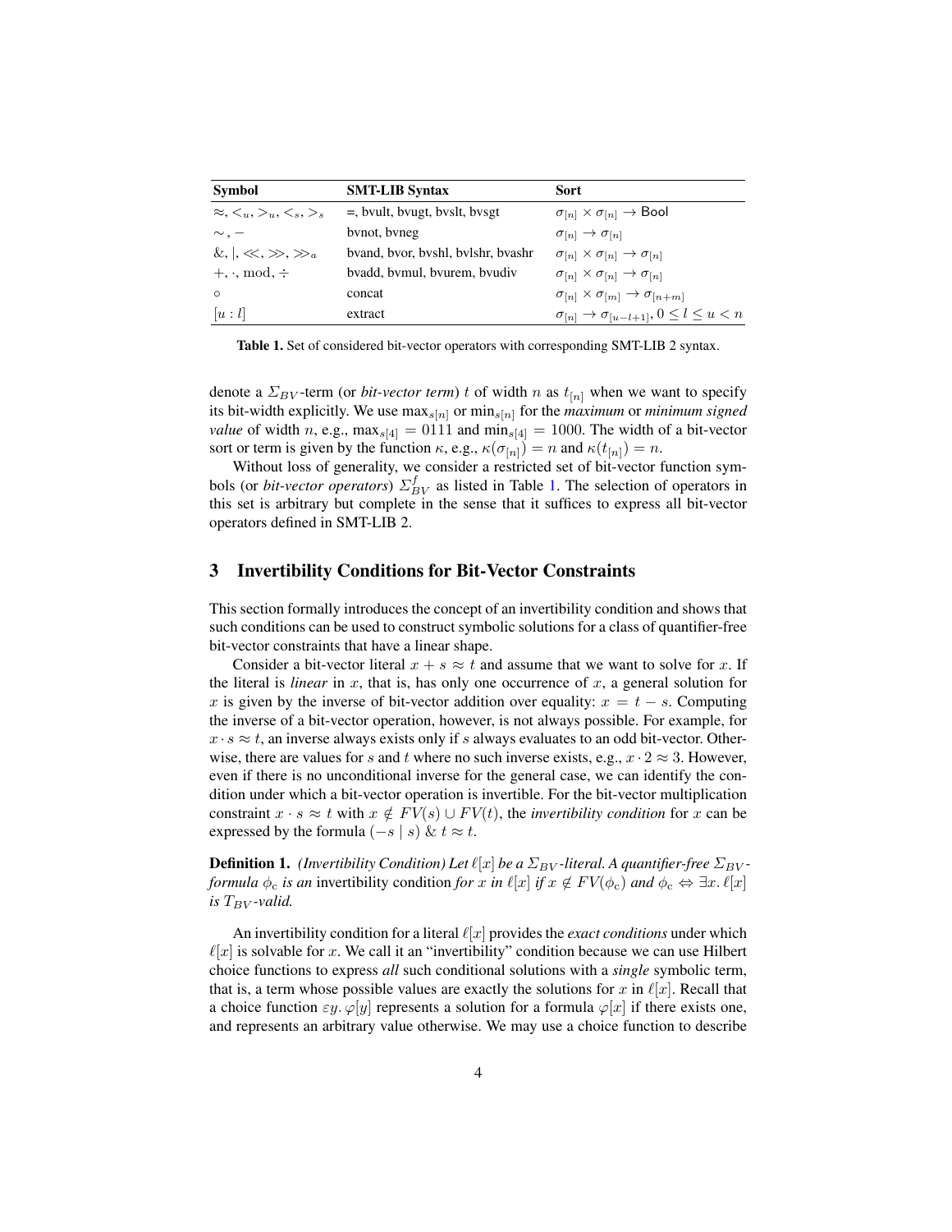| Symbol | SMT-LIB Syntax | Sort |
|---|---|---|
| $\approx, <_u, >_u, <_s, >_s$ | =, bvult, bvugt, bvslt, bvsgt | $\sigma_{[n]} \times \sigma_{[n]} \to \mathsf{Bool}$ |
| $\sim, -$ | bvnot, bvneg | $\sigma_{[n]} \to \sigma_{[n]}$ |
| $\&, \mid, \ll, \gg, \gg_a$ | bvand, bvor, bvshl, bvlshr, bvashr | $\sigma_{[n]} \times \sigma_{[n]} \to \sigma_{[n]}$ |
| $+, \cdot, \bmod, \div$ | bvadd, bvmul, bvurem, bvudiv | $\sigma_{[n]} \times \sigma_{[n]} \to \sigma_{[n]}$ |
| $\circ$ | concat | $\sigma_{[n]} \times \sigma_{[m]} \to \sigma_{[n+m]}$ |
| $[u:l]$ | extract | $\sigma_{[n]} \to \sigma_{[u-l+1]}, 0 \leq l \leq u < n$ |

**Table 1.** Set of considered bit-vector operators with corresponding SMT-LIB 2 syntax.

denote a $\Sigma_{BV}$-term (or *bit-vector term*) $t$ of width $n$ as $t_{[n]}$ when we want to specify its bit-width explicitly. We use $\max_{s[n]}$ or $\min_{s[n]}$ for the *maximum* or *minimum signed value* of width $n$, e.g., $\max_{s[4]} = 0111$ and $\min_{s[4]} = 1000$. The width of a bit-vector sort or term is given by the function $\kappa$, e.g., $\kappa(\sigma_{[n]}) = n$ and $\kappa(t_{[n]}) = n$.

Without loss of generality, we consider a restricted set of bit-vector function symbols (or *bit-vector operators*) $\Sigma_{BV}^f$ as listed in Table 1. The selection of operators in this set is arbitrary but complete in the sense that it suffices to express all bit-vector operators defined in SMT-LIB 2.

## 3 Invertibility Conditions for Bit-Vector Constraints

This section formally introduces the concept of an invertibility condition and shows that such conditions can be used to construct symbolic solutions for a class of quantifier-free bit-vector constraints that have a linear shape.

Consider a bit-vector literal $x + s \approx t$ and assume that we want to solve for $x$. If the literal is *linear* in $x$, that is, has only one occurrence of $x$, a general solution for $x$ is given by the inverse of bit-vector addition over equality: $x = t - s$. Computing the inverse of a bit-vector operation, however, is not always possible. For example, for $x \cdot s \approx t$, an inverse always exists only if $s$ always evaluates to an odd bit-vector. Otherwise, there are values for $s$ and $t$ where no such inverse exists, e.g., $x \cdot 2 \approx 3$. However, even if there is no unconditional inverse for the general case, we can identify the condition under which a bit-vector operation is invertible. For the bit-vector multiplication constraint $x \cdot s \approx t$ with $x \notin FV(s) \cup FV(t)$, the *invertibility condition* for $x$ can be expressed by the formula $(-s \mid s) \,\&\, t \approx t$.

**Definition 1.** *(Invertibility Condition) Let $\ell[x]$ be a $\Sigma_{BV}$-literal. A quantifier-free $\Sigma_{BV}$-formula $\phi_c$ is an* invertibility condition *for $x$ in $\ell[x]$ if $x \notin FV(\phi_c)$ and $\phi_c \Leftrightarrow \exists x.\, \ell[x]$ is $T_{BV}$-valid.*

An invertibility condition for a literal $\ell[x]$ provides the *exact conditions* under which $\ell[x]$ is solvable for $x$. We call it an "invertibility" condition because we can use Hilbert choice functions to express *all* such conditional solutions with a *single* symbolic term, that is, a term whose possible values are exactly the solutions for $x$ in $\ell[x]$. Recall that a choice function $\varepsilon y.\, \varphi[y]$ represents a solution for a formula $\varphi[x]$ if there exists one, and represents an arbitrary value otherwise. We may use a choice function to describe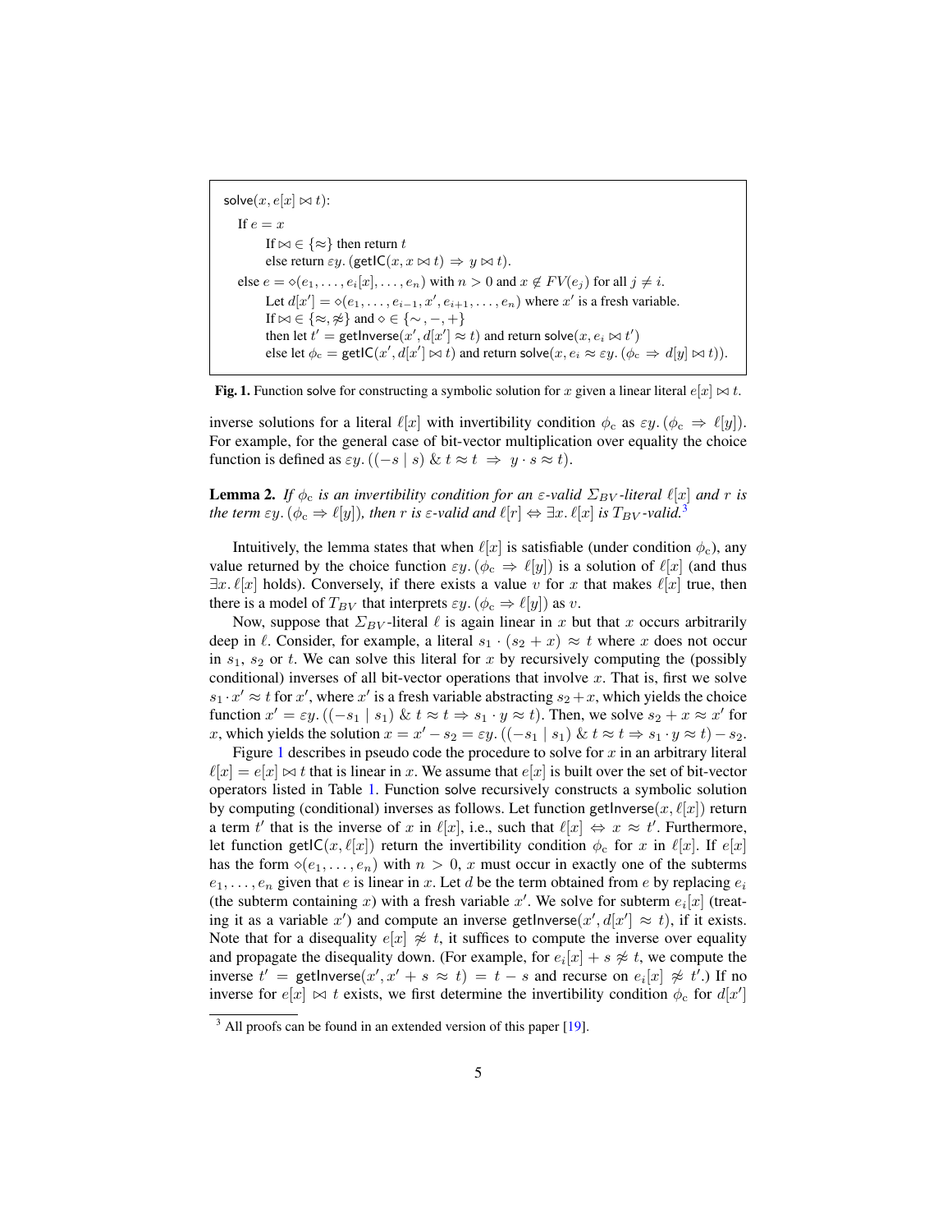```
solve(x, e[x] ⋈ t):
  If e = x
      If ⋈ ∈ {≈} then return t
      else return εy. (getIC(x, x ⋈ t) ⇒ y ⋈ t).
  else e = ⋄(e_1, ..., e_i[x], ..., e_n) with n > 0 and x ∉ FV(e_j) for all j ≠ i.
      Let d[x'] = ⋄(e_1, ..., e_{i-1}, x', e_{i+1}, ..., e_n) where x' is a fresh variable.
      If ⋈ ∈ {≈, ≉} and ⋄ ∈ {∼, −, +}
      then let t' = getInverse(x', d[x'] ≈ t) and return solve(x, e_i ⋈ t')
      else let φ_c = getIC(x', d[x'] ⋈ t) and return solve(x, e_i ≈ εy. (φ_c ⇒ d[y] ⋈ t)).
```

**Fig. 1.** Function solve for constructing a symbolic solution for $x$ given a linear literal $e[x] \bowtie t$.

inverse solutions for a literal $\ell[x]$ with invertibility condition $\phi_c$ as $\varepsilon y.\,(\phi_c \Rightarrow \ell[y])$. For example, for the general case of bit-vector multiplication over equality the choice function is defined as $\varepsilon y.\,((-s \mid s)\ \&\ t \approx t \Rightarrow y \cdot s \approx t)$.

**Lemma 2.** *If $\phi_c$ is an invertibility condition for an $\varepsilon$-valid $\Sigma_{BV}$-literal $\ell[x]$ and $r$ is the term $\varepsilon y.\,(\phi_c \Rightarrow \ell[y])$, then $r$ is $\varepsilon$-valid and $\ell[r] \Leftrightarrow \exists x.\,\ell[x]$ is $T_{BV}$-valid.*[3]

Intuitively, the lemma states that when $\ell[x]$ is satisfiable (under condition $\phi_c$), any value returned by the choice function $\varepsilon y.\,(\phi_c \Rightarrow \ell[y])$ is a solution of $\ell[x]$ (and thus $\exists x.\,\ell[x]$ holds). Conversely, if there exists a value $v$ for $x$ that makes $\ell[x]$ true, then there is a model of $T_{BV}$ that interprets $\varepsilon y.\,(\phi_c \Rightarrow \ell[y])$ as $v$.

Now, suppose that $\Sigma_{BV}$-literal $\ell$ is again linear in $x$ but that $x$ occurs arbitrarily deep in $\ell$. Consider, for example, a literal $s_1 \cdot (s_2 + x) \approx t$ where $x$ does not occur in $s_1$, $s_2$ or $t$. We can solve this literal for $x$ by recursively computing the (possibly conditional) inverses of all bit-vector operations that involve $x$. That is, first we solve $s_1 \cdot x' \approx t$ for $x'$, where $x'$ is a fresh variable abstracting $s_2 + x$, which yields the choice function $x' = \varepsilon y.\,((-s_1 \mid s_1)\ \&\ t \approx t \Rightarrow s_1 \cdot y \approx t)$. Then, we solve $s_2 + x \approx x'$ for $x$, which yields the solution $x = x' - s_2 = \varepsilon y.\,((-s_1 \mid s_1)\ \&\ t \approx t \Rightarrow s_1 \cdot y \approx t) - s_2$.

Figure 1 describes in pseudo code the procedure to solve for $x$ in an arbitrary literal $\ell[x] = e[x] \bowtie t$ that is linear in $x$. We assume that $e[x]$ is built over the set of bit-vector operators listed in Table 1. Function solve recursively constructs a symbolic solution by computing (conditional) inverses as follows. Let function $\mathsf{getInverse}(x, \ell[x])$ return a term $t'$ that is the inverse of $x$ in $\ell[x]$, i.e., such that $\ell[x] \Leftrightarrow x \approx t'$. Furthermore, let function $\mathsf{getIC}(x, \ell[x])$ return the invertibility condition $\phi_c$ for $x$ in $\ell[x]$. If $e[x]$ has the form $\diamond(e_1, \ldots, e_n)$ with $n > 0$, $x$ must occur in exactly one of the subterms $e_1, \ldots, e_n$ given that $e$ is linear in $x$. Let $d$ be the term obtained from $e$ by replacing $e_i$ (the subterm containing $x$) with a fresh variable $x'$. We solve for subterm $e_i[x]$ (treating it as a variable $x'$) and compute an inverse $\mathsf{getInverse}(x', d[x'] \approx t)$, if it exists. Note that for a disequality $e[x] \not\approx t$, it suffices to compute the inverse over equality and propagate the disequality down. (For example, for $e_i[x] + s \not\approx t$, we compute the inverse $t' = \mathsf{getInverse}(x', x' + s \approx t) = t - s$ and recurse on $e_i[x] \not\approx t'$.) If no inverse for $e[x] \bowtie t$ exists, we first determine the invertibility condition $\phi_c$ for $d[x']$

[3] All proofs can be found in an extended version of this paper [19].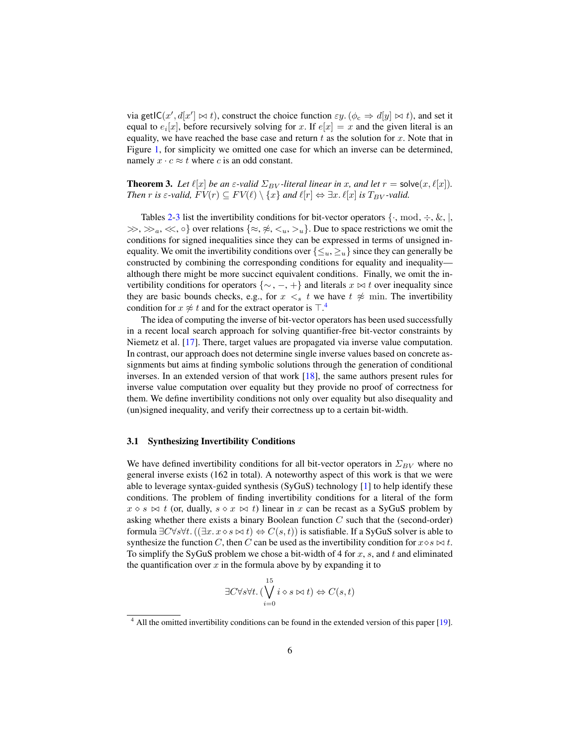via $\mathsf{getIC}(x', d[x'] \bowtie t)$, construct the choice function $\varepsilon y.\, (\phi_c \Rightarrow d[y] \bowtie t)$, and set it equal to $e_i[x]$, before recursively solving for $x$. If $e[x] = x$ and the given literal is an equality, we have reached the base case and return $t$ as the solution for $x$. Note that in Figure 1, for simplicity we omitted one case for which an inverse can be determined, namely $x \cdot c \approx t$ where $c$ is an odd constant.

**Theorem 3.** *Let $\ell[x]$ be an $\varepsilon$-valid $\Sigma_{BV}$-literal linear in $x$, and let $r = \mathsf{solve}(x, \ell[x])$. Then $r$ is $\varepsilon$-valid, $FV(r) \subseteq FV(\ell) \setminus \{x\}$ and $\ell[r] \Leftrightarrow \exists x.\, \ell[x]$ is $T_{BV}$-valid.*

Tables 2-3 list the invertibility conditions for bit-vector operators $\{\cdot, \bmod, \div, \&, |, \gg, \gg_a, \ll, \circ\}$ over relations $\{\approx, \not\approx, <_u, >_u\}$. Due to space restrictions we omit the conditions for signed inequalities since they can be expressed in terms of unsigned inequality. We omit the invertibility conditions over $\{\leq_u, \geq_u\}$ since they can generally be constructed by combining the corresponding conditions for equality and inequality—although there might be more succinct equivalent conditions. Finally, we omit the invertibility conditions for operators $\{\sim, -, +\}$ and literals $x \bowtie t$ over inequality since they are basic bounds checks, e.g., for $x <_s t$ we have $t \not\approx \min$. The invertibility condition for $x \not\approx t$ and for the extract operator is $\top$.[4]

The idea of computing the inverse of bit-vector operators has been used successfully in a recent local search approach for solving quantifier-free bit-vector constraints by Niemetz et al. [17]. There, target values are propagated via inverse value computation. In contrast, our approach does not determine single inverse values based on concrete assignments but aims at finding symbolic solutions through the generation of conditional inverses. In an extended version of that work [18], the same authors present rules for inverse value computation over equality but they provide no proof of correctness for them. We define invertibility conditions not only over equality but also disequality and (un)signed inequality, and verify their correctness up to a certain bit-width.

### 3.1 Synthesizing Invertibility Conditions

We have defined invertibility conditions for all bit-vector operators in $\Sigma_{BV}$ where no general inverse exists (162 in total). A noteworthy aspect of this work is that we were able to leverage syntax-guided synthesis (SyGuS) technology [1] to help identify these conditions. The problem of finding invertibility conditions for a literal of the form $x \diamond s \bowtie t$ (or, dually, $s \diamond x \bowtie t$) linear in $x$ can be recast as a SyGuS problem by asking whether there exists a binary Boolean function $C$ such that the (second-order) formula $\exists C \forall s \forall t.\, ((\exists x.\, x \diamond s \bowtie t) \Leftrightarrow C(s,t))$ is satisfiable. If a SyGuS solver is able to synthesize the function $C$, then $C$ can be used as the invertibility condition for $x \diamond s \bowtie t$. To simplify the SyGuS problem we chose a bit-width of 4 for $x$, $s$, and $t$ and eliminated the quantification over $x$ in the formula above by by expanding it to

$$\exists C \forall s \forall t.\, (\bigvee_{i=0}^{15} i \diamond s \bowtie t) \Leftrightarrow C(s,t)$$

[4] All the omitted invertibility conditions can be found in the extended version of this paper [19].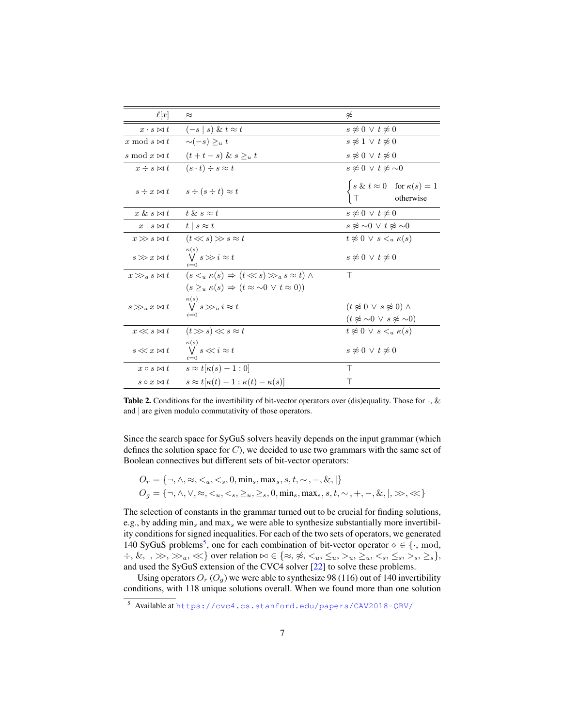| $\ell[x]$ | $\approx$ | $\not\approx$ |
|---|---|---|
| $x \cdot s \bowtie t$ | $(-s \mid s) \mathbin{\&} t \approx t$ | $s \not\approx 0 \lor t \not\approx 0$ |
| $x \bmod s \bowtie t$ | $\sim(-s) \geq_u t$ | $s \not\approx 1 \lor t \not\approx 0$ |
| $s \bmod x \bowtie t$ | $(t + t - s) \mathbin{\&} s \geq_u t$ | $s \not\approx 0 \lor t \not\approx 0$ |
| $x \div s \bowtie t$ | $(s \cdot t) \div s \approx t$ | $s \not\approx 0 \lor t \not\approx {\sim}0$ |
| $s \div x \bowtie t$ | $s \div (s \div t) \approx t$ | $\begin{cases} s \mathbin{\&} t \approx 0 & \text{for } \kappa(s) = 1 \\ \top & \text{otherwise} \end{cases}$ |
| $x \mathbin{\&} s \bowtie t$ | $t \mathbin{\&} s \approx t$ | $s \not\approx 0 \lor t \not\approx 0$ |
| $x \mid s \bowtie t$ | $t \mid s \approx t$ | $s \not\approx {\sim}0 \lor t \not\approx {\sim}0$ |
| $x \gg s \bowtie t$ | $(t \ll s) \gg s \approx t$ | $t \not\approx 0 \lor s <_u \kappa(s)$ |
| $s \gg x \bowtie t$ | $\bigvee_{i=0}^{\kappa(s)} s \gg i \approx t$ | $s \not\approx 0 \lor t \not\approx 0$ |
| $x \gg_a s \bowtie t$ | $(s <_u \kappa(s) \Rightarrow (t \ll s) \gg_a s \approx t) \land$ $(s \geq_u \kappa(s) \Rightarrow (t \approx {\sim}0 \lor t \approx 0))$ | $\top$ |
| $s \gg_a x \bowtie t$ | $\bigvee_{i=0}^{\kappa(s)} s \gg_a i \approx t$ | $(t \not\approx 0 \lor s \not\approx 0) \land$ $(t \not\approx {\sim}0 \lor s \not\approx {\sim}0)$ |
| $x \ll s \bowtie t$ | $(t \gg s) \ll s \approx t$ | $t \not\approx 0 \lor s <_u \kappa(s)$ |
| $s \ll x \bowtie t$ | $\bigvee_{i=0}^{\kappa(s)} s \ll i \approx t$ | $s \not\approx 0 \lor t \not\approx 0$ |
| $x \circ s \bowtie t$ | $s \approx t[\kappa(s) - 1 : 0]$ | $\top$ |
| $s \circ x \bowtie t$ | $s \approx t[\kappa(t) - 1 : \kappa(t) - \kappa(s)]$ | $\top$ |

**Table 2.** Conditions for the invertibility of bit-vector operators over (dis)equality. Those for $\cdot$, $\&$ and $\mid$ are given modulo commutativity of those operators.

Since the search space for SyGuS solvers heavily depends on the input grammar (which defines the solution space for $C$), we decided to use two grammars with the same set of Boolean connectives but different sets of bit-vector operators:

$$O_r = \{\neg, \land, \approx, <_u, <_s, 0, \min_s, \max_s, s, t, \sim, -, \&, \mid\}$$
$$O_g = \{\neg, \land, \lor, \approx, <_u, <_s, \geq_u, \geq_s, 0, \min_s, \max_s, s, t, \sim, +, -, \&, \mid, \gg, \ll\}$$

The selection of constants in the grammar turned out to be crucial for finding solutions, e.g., by adding $\min_s$ and $\max_s$ we were able to synthesize substantially more invertibility conditions for signed inequalities. For each of the two sets of operators, we generated 140 SyGuS problems[5], one for each combination of bit-vector operator $\diamond \in \{\cdot, \bmod, \div, \&, \mid, \gg, \gg_a, \ll\}$ over relation $\bowtie \in \{\approx, \not\approx, <_u, \leq_u, >_u, \geq_u, <_s, \leq_s, >_s, \geq_s\}$, and used the SyGuS extension of the CVC4 solver [22] to solve these problems.

Using operators $O_r$ ($O_g$) we were able to synthesize 98 (116) out of 140 invertibility conditions, with 118 unique solutions overall. When we found more than one solution

[5] Available at https://cvc4.cs.stanford.edu/papers/CAV2018-QBV/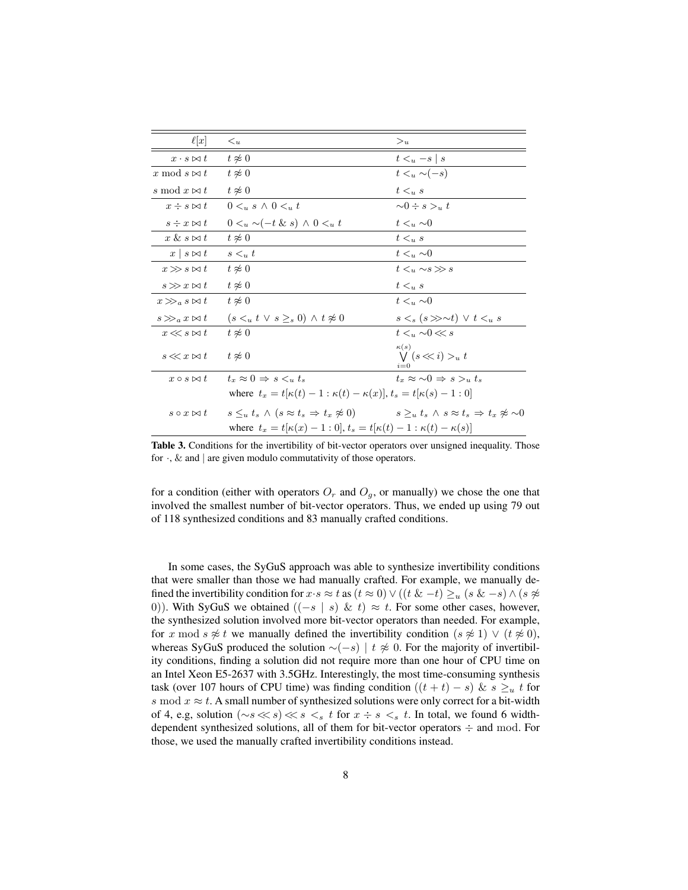| $\ell[x]$ | $<_u$ | $>_u$ |
|---|---|---|
| $x \cdot s \bowtie t$ | $t \not\approx 0$ | $t <_u -s \mid s$ |
| $x \bmod s \bowtie t$ | $t \not\approx 0$ | $t <_u \sim(-s)$ |
| $s \bmod x \bowtie t$ | $t \not\approx 0$ | $t <_u s$ |
| $x \div s \bowtie t$ | $0 <_u s \wedge 0 <_u t$ | $\sim 0 \div s >_u t$ |
| $s \div x \bowtie t$ | $0 <_u \sim(-t \,\&\, s) \wedge 0 <_u t$ | $t <_u \sim 0$ |
| $x \,\&\, s \bowtie t$ | $t \not\approx 0$ | $t <_u s$ |
| $x \mid s \bowtie t$ | $s <_u t$ | $t <_u \sim 0$ |
| $x \gg s \bowtie t$ | $t \not\approx 0$ | $t <_u \sim s \gg s$ |
| $s \gg x \bowtie t$ | $t \not\approx 0$ | $t <_u s$ |
| $x \gg_a s \bowtie t$ | $t \not\approx 0$ | $t <_u \sim 0$ |
| $s \gg_a x \bowtie t$ | $(s <_u t \vee s \geq_s 0) \wedge t \not\approx 0$ | $s <_s (s \gg \sim t) \vee t <_u s$ |
| $x \ll s \bowtie t$ | $t \not\approx 0$ | $t <_u \sim 0 \ll s$ |
| $s \ll x \bowtie t$ | $t \not\approx 0$ | $\bigvee_{i=0}^{\kappa(s)} (s \ll i) >_u t$ |
| $x \circ s \bowtie t$ | $t_x \approx 0 \Rightarrow s <_u t_s$ | $t_x \approx \sim 0 \Rightarrow s >_u t_s$ |
| | where $t_x = t[\kappa(t)-1 : \kappa(t)-\kappa(x)]$, $t_s = t[\kappa(s)-1 : 0]$ | |
| $s \circ x \bowtie t$ | $s \leq_u t_s \wedge (s \approx t_s \Rightarrow t_x \not\approx 0)$ | $s \geq_u t_s \wedge s \approx t_s \Rightarrow t_x \not\approx \sim 0$ |
| | where $t_x = t[\kappa(x)-1 : 0]$, $t_s = t[\kappa(t)-1 : \kappa(t)-\kappa(s)]$ | |

**Table 3.** Conditions for the invertibility of bit-vector operators over unsigned inequality. Those for $\cdot$, $\&$ and $\mid$ are given modulo commutativity of those operators.

for a condition (either with operators $O_r$ and $O_g$, or manually) we chose the one that involved the smallest number of bit-vector operators. Thus, we ended up using 79 out of 118 synthesized conditions and 83 manually crafted conditions.

In some cases, the SyGuS approach was able to synthesize invertibility conditions that were smaller than those we had manually crafted. For example, we manually defined the invertibility condition for $x \cdot s \approx t$ as $(t \approx 0) \vee ((t \,\&\, -t) \geq_u (s \,\&\, -s) \wedge (s \not\approx 0))$. With SyGuS we obtained $((-s \mid s) \,\&\, t) \approx t$. For some other cases, however, the synthesized solution involved more bit-vector operators than needed. For example, for $x \bmod s \not\approx t$ we manually defined the invertibility condition $(s \not\approx 1) \vee (t \not\approx 0)$, whereas SyGuS produced the solution $\sim(-s) \mid t \not\approx 0$. For the majority of invertibility conditions, finding a solution did not require more than one hour of CPU time on an Intel Xeon E5-2637 with 3.5GHz. Interestingly, the most time-consuming synthesis task (over 107 hours of CPU time) was finding condition $((t + t) - s) \,\&\, s \geq_u t$ for $s \bmod x \approx t$. A small number of synthesized solutions were only correct for a bit-width of 4, e.g, solution $(\sim s \ll s) \ll s <_s t$ for $x \div s <_s t$. In total, we found 6 width-dependent synthesized solutions, all of them for bit-vector operators $\div$ and $\bmod$. For those, we used the manually crafted invertibility conditions instead.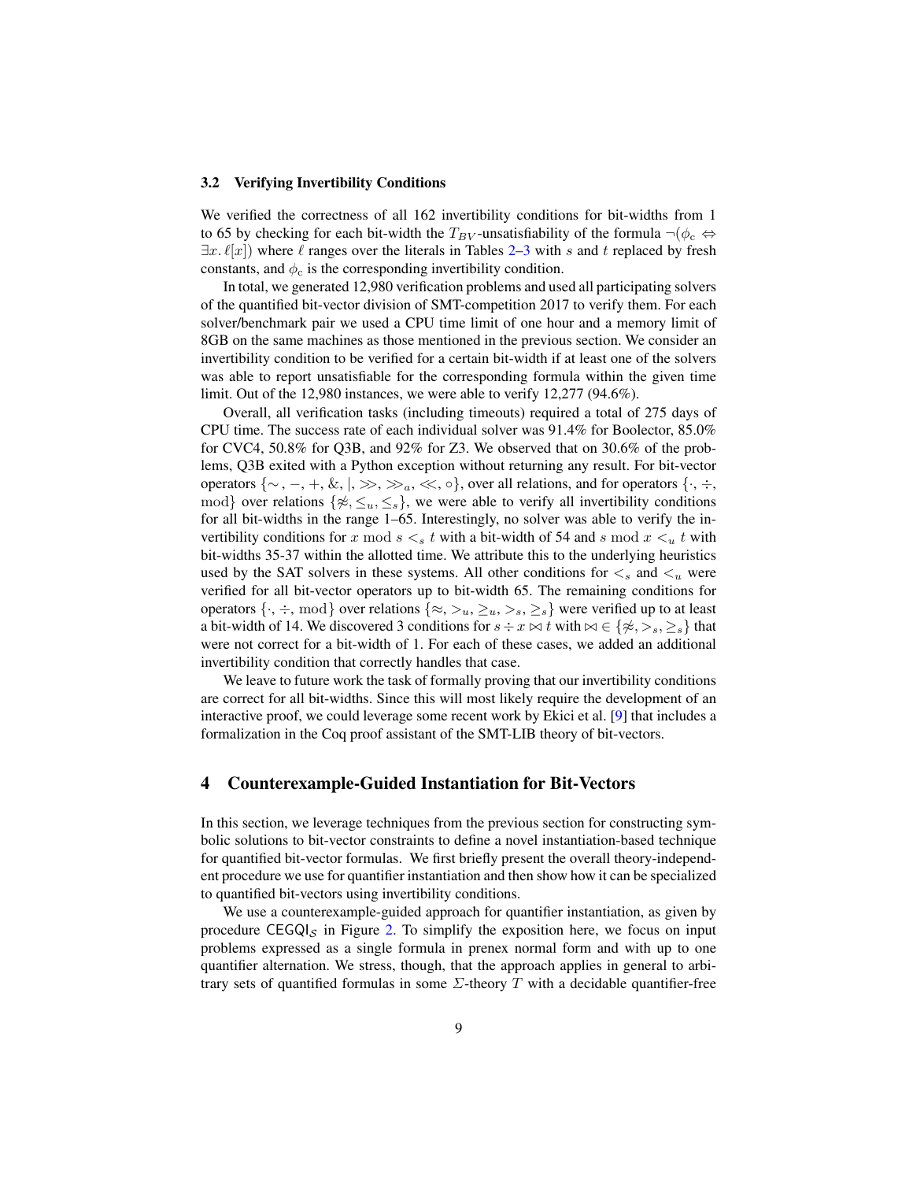### 3.2 Verifying Invertibility Conditions

We verified the correctness of all 162 invertibility conditions for bit-widths from 1 to 65 by checking for each bit-width the $T_{BV}$-unsatisfiability of the formula $\neg(\phi_c \Leftrightarrow \exists x.\, \ell[x])$ where $\ell$ ranges over the literals in Tables 2–3 with $s$ and $t$ replaced by fresh constants, and $\phi_c$ is the corresponding invertibility condition.

In total, we generated 12,980 verification problems and used all participating solvers of the quantified bit-vector division of SMT-competition 2017 to verify them. For each solver/benchmark pair we used a CPU time limit of one hour and a memory limit of 8GB on the same machines as those mentioned in the previous section. We consider an invertibility condition to be verified for a certain bit-width if at least one of the solvers was able to report unsatisfiable for the corresponding formula within the given time limit. Out of the 12,980 instances, we were able to verify 12,277 (94.6%).

Overall, all verification tasks (including timeouts) required a total of 275 days of CPU time. The success rate of each individual solver was 91.4% for Boolector, 85.0% for CVC4, 50.8% for Q3B, and 92% for Z3. We observed that on 30.6% of the problems, Q3B exited with a Python exception without returning any result. For bit-vector operators $\{\sim, -, +, \&, |, \gg, \gg_a, \ll, \circ\}$, over all relations, and for operators $\{\cdot, \div, \mathrm{mod}\}$ over relations $\{\not\approx, \leq_u, \leq_s\}$, we were able to verify all invertibility conditions for all bit-widths in the range 1–65. Interestingly, no solver was able to verify the invertibility conditions for $x \bmod s <_s t$ with a bit-width of 54 and $s \bmod x <_u t$ with bit-widths 35-37 within the allotted time. We attribute this to the underlying heuristics used by the SAT solvers in these systems. All other conditions for $<_s$ and $<_u$ were verified for all bit-vector operators up to bit-width 65. The remaining conditions for operators $\{\cdot, \div, \mathrm{mod}\}$ over relations $\{\approx, >_u, \geq_u, >_s, \geq_s\}$ were verified up to at least a bit-width of 14. We discovered 3 conditions for $s \div x \bowtie t$ with $\bowtie \in \{\not\approx, >_s, \geq_s\}$ that were not correct for a bit-width of 1. For each of these cases, we added an additional invertibility condition that correctly handles that case.

We leave to future work the task of formally proving that our invertibility conditions are correct for all bit-widths. Since this will most likely require the development of an interactive proof, we could leverage some recent work by Ekici et al. [9] that includes a formalization in the Coq proof assistant of the SMT-LIB theory of bit-vectors.

## 4 Counterexample-Guided Instantiation for Bit-Vectors

In this section, we leverage techniques from the previous section for constructing symbolic solutions to bit-vector constraints to define a novel instantiation-based technique for quantified bit-vector formulas. We first briefly present the overall theory-independent procedure we use for quantifier instantiation and then show how it can be specialized to quantified bit-vectors using invertibility conditions.

We use a counterexample-guided approach for quantifier instantiation, as given by procedure $\mathsf{CEGQI}_\mathcal{S}$ in Figure 2. To simplify the exposition here, we focus on input problems expressed as a single formula in prenex normal form and with up to one quantifier alternation. We stress, though, that the approach applies in general to arbitrary sets of quantified formulas in some $\Sigma$-theory $T$ with a decidable quantifier-free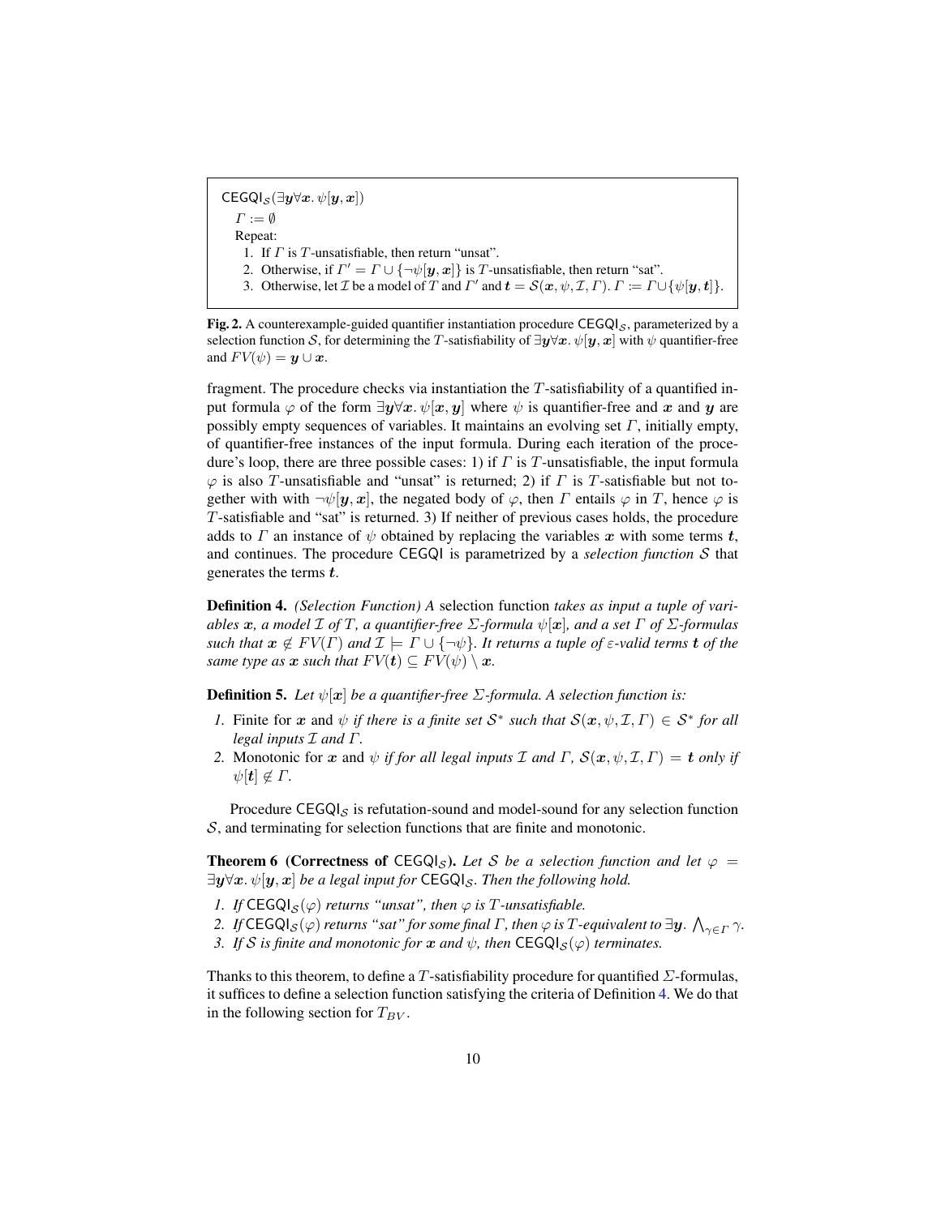```
CEGQI_S(∃y∀x. ψ[y, x])
  Γ := ∅
  Repeat:
   1. If Γ is T-unsatisfiable, then return "unsat".
   2. Otherwise, if Γ' = Γ ∪ {¬ψ[y, x]} is T-unsatisfiable, then return "sat".
   3. Otherwise, let I be a model of T and Γ' and t = S(x, ψ, I, Γ). Γ := Γ ∪ {ψ[y, t]}.
```

**Fig. 2.** A counterexample-guided quantifier instantiation procedure $\mathsf{CEGQI}_{\mathcal{S}}$, parameterized by a selection function $\mathcal{S}$, for determining the $T$-satisfiability of $\exists \boldsymbol{y} \forall \boldsymbol{x}.\, \psi[\boldsymbol{y}, \boldsymbol{x}]$ with $\psi$ quantifier-free and $FV(\psi) = \boldsymbol{y} \cup \boldsymbol{x}$.

fragment. The procedure checks via instantiation the $T$-satisfiability of a quantified input formula $\varphi$ of the form $\exists \boldsymbol{y} \forall \boldsymbol{x}.\, \psi[\boldsymbol{x}, \boldsymbol{y}]$ where $\psi$ is quantifier-free and $\boldsymbol{x}$ and $\boldsymbol{y}$ are possibly empty sequences of variables. It maintains an evolving set $\Gamma$, initially empty, of quantifier-free instances of the input formula. During each iteration of the procedure's loop, there are three possible cases: 1) if $\Gamma$ is $T$-unsatisfiable, the input formula $\varphi$ is also $T$-unsatisfiable and "unsat" is returned; 2) if $\Gamma$ is $T$-satisfiable but not together with with $\neg\psi[\boldsymbol{y}, \boldsymbol{x}]$, the negated body of $\varphi$, then $\Gamma$ entails $\varphi$ in $T$, hence $\varphi$ is $T$-satisfiable and "sat" is returned. 3) If neither of previous cases holds, the procedure adds to $\Gamma$ an instance of $\psi$ obtained by replacing the variables $\boldsymbol{x}$ with some terms $\boldsymbol{t}$, and continues. The procedure $\mathsf{CEGQI}$ is parametrized by a *selection function* $\mathcal{S}$ that generates the terms $\boldsymbol{t}$.

**Definition 4.** *(Selection Function) A* selection function *takes as input a tuple of variables $\boldsymbol{x}$, a model $\mathcal{I}$ of $T$, a quantifier-free $\Sigma$-formula $\psi[\boldsymbol{x}]$, and a set $\Gamma$ of $\Sigma$-formulas such that $\boldsymbol{x} \notin FV(\Gamma)$ and $\mathcal{I} \models \Gamma \cup \{\neg\psi\}$. It returns a tuple of $\varepsilon$-valid terms $\boldsymbol{t}$ of the same type as $\boldsymbol{x}$ such that $FV(\boldsymbol{t}) \subseteq FV(\psi) \setminus \boldsymbol{x}$.*

**Definition 5.** *Let $\psi[\boldsymbol{x}]$ be a quantifier-free $\Sigma$-formula. A selection function is:*

1. Finite for $\boldsymbol{x}$ and $\psi$ *if there is a finite set $\mathcal{S}^*$ such that $\mathcal{S}(\boldsymbol{x}, \psi, \mathcal{I}, \Gamma) \in \mathcal{S}^*$ for all legal inputs $\mathcal{I}$ and $\Gamma$.*
2. Monotonic for $\boldsymbol{x}$ and $\psi$ *if for all legal inputs $\mathcal{I}$ and $\Gamma$, $\mathcal{S}(\boldsymbol{x}, \psi, \mathcal{I}, \Gamma) = \boldsymbol{t}$ only if $\psi[\boldsymbol{t}] \notin \Gamma$.*

Procedure $\mathsf{CEGQI}_{\mathcal{S}}$ is refutation-sound and model-sound for any selection function $\mathcal{S}$, and terminating for selection functions that are finite and monotonic.

**Theorem 6 (Correctness of $\mathsf{CEGQI}_{\mathcal{S}}$).** *Let $\mathcal{S}$ be a selection function and let $\varphi = \exists \boldsymbol{y} \forall \boldsymbol{x}.\, \psi[\boldsymbol{y}, \boldsymbol{x}]$ be a legal input for $\mathsf{CEGQI}_{\mathcal{S}}$. Then the following hold.*

1. *If $\mathsf{CEGQI}_{\mathcal{S}}(\varphi)$ returns "unsat", then $\varphi$ is $T$-unsatisfiable.*
2. *If $\mathsf{CEGQI}_{\mathcal{S}}(\varphi)$ returns "sat" for some final $\Gamma$, then $\varphi$ is $T$-equivalent to $\exists \boldsymbol{y}.\, \bigwedge_{\gamma \in \Gamma} \gamma$.*
3. *If $\mathcal{S}$ is finite and monotonic for $\boldsymbol{x}$ and $\psi$, then $\mathsf{CEGQI}_{\mathcal{S}}(\varphi)$ terminates.*

Thanks to this theorem, to define a $T$-satisfiability procedure for quantified $\Sigma$-formulas, it suffices to define a selection function satisfying the criteria of Definition 4. We do that in the following section for $T_{BV}$.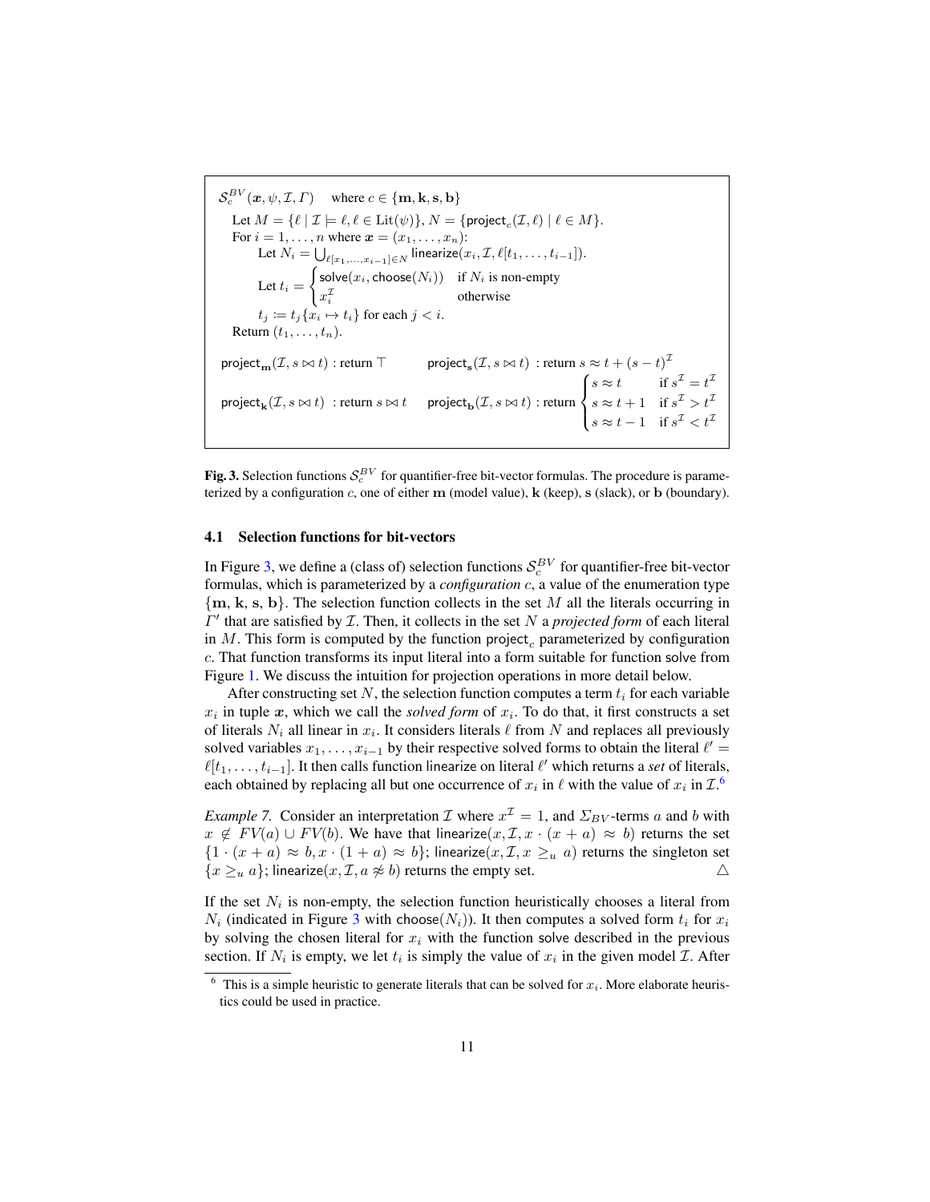$\mathcal{S}^{BV}_c(\boldsymbol{x}, \psi, \mathcal{I}, \Gamma)$ where $c \in \{\mathbf{m}, \mathbf{k}, \mathbf{s}, \mathbf{b}\}$

Let $M = \{\ell \mid \mathcal{I} \models \ell, \ell \in \mathrm{Lit}(\psi)\}$, $N = \{\mathsf{project}_c(\mathcal{I}, \ell) \mid \ell \in M\}$.
For $i = 1, \ldots, n$ where $\boldsymbol{x} = (x_1, \ldots, x_n)$:
Let $N_i = \bigcup_{\ell[x_1,\ldots,x_{i-1}] \in N} \mathsf{linearize}(x_i, \mathcal{I}, \ell[t_1, \ldots, t_{i-1}])$.

$$\text{Let } t_i = \begin{cases} \mathsf{solve}(x_i, \mathsf{choose}(N_i)) & \text{if } N_i \text{ is non-empty} \\ x_i^{\mathcal{I}} & \text{otherwise} \end{cases}$$

$t_j := t_j\{x_i \mapsto t_i\}$ for each $j < i$.
Return $(t_1, \ldots, t_n)$.

$\mathsf{project}_{\mathbf{m}}(\mathcal{I}, s \bowtie t)$ : return $\top$

$\mathsf{project}_{\mathbf{k}}(\mathcal{I}, s \bowtie t)$ : return $s \bowtie t$

$\mathsf{project}_{\mathbf{s}}(\mathcal{I}, s \bowtie t)$ : return $s \approx t + (s - t)^{\mathcal{I}}$

$$\mathsf{project}_{\mathbf{b}}(\mathcal{I}, s \bowtie t) : \text{return } \begin{cases} s \approx t & \text{if } s^{\mathcal{I}} = t^{\mathcal{I}} \\ s \approx t + 1 & \text{if } s^{\mathcal{I}} > t^{\mathcal{I}} \\ s \approx t - 1 & \text{if } s^{\mathcal{I}} < t^{\mathcal{I}} \end{cases}$$

**Fig. 3.** Selection functions $\mathcal{S}^{BV}_c$ for quantifier-free bit-vector formulas. The procedure is parameterized by a configuration $c$, one of either $\mathbf{m}$ (model value), $\mathbf{k}$ (keep), $\mathbf{s}$ (slack), or $\mathbf{b}$ (boundary).

### 4.1 Selection functions for bit-vectors

In Figure 3, we define a (class of) selection functions $\mathcal{S}^{BV}_c$ for quantifier-free bit-vector formulas, which is parameterized by a *configuration* $c$, a value of the enumeration type $\{\mathbf{m}, \mathbf{k}, \mathbf{s}, \mathbf{b}\}$. The selection function collects in the set $M$ all the literals occurring in $\Gamma'$ that are satisfied by $\mathcal{I}$. Then, it collects in the set $N$ a *projected form* of each literal in $M$. This form is computed by the function $\mathsf{project}_c$ parameterized by configuration $c$. That function transforms its input literal into a form suitable for function solve from Figure 1. We discuss the intuition for projection operations in more detail below.

After constructing set $N$, the selection function computes a term $t_i$ for each variable $x_i$ in tuple $\boldsymbol{x}$, which we call the *solved form* of $x_i$. To do that, it first constructs a set of literals $N_i$ all linear in $x_i$. It considers literals $\ell$ from $N$ and replaces all previously solved variables $x_1, \ldots, x_{i-1}$ by their respective solved forms to obtain the literal $\ell' = \ell[t_1, \ldots, t_{i-1}]$. It then calls function linearize on literal $\ell'$ which returns a *set* of literals, each obtained by replacing all but one occurrence of $x_i$ in $\ell$ with the value of $x_i$ in $\mathcal{I}$.[6]

*Example 7.* Consider an interpretation $\mathcal{I}$ where $x^{\mathcal{I}} = 1$, and $\Sigma_{BV}$-terms $a$ and $b$ with $x \notin FV(a) \cup FV(b)$. We have that $\mathsf{linearize}(x, \mathcal{I}, x \cdot (x + a) \approx b)$ returns the set $\{1 \cdot (x + a) \approx b, x \cdot (1 + a) \approx b\}$; $\mathsf{linearize}(x, \mathcal{I}, x \geq_u a)$ returns the singleton set $\{x \geq_u a\}$; $\mathsf{linearize}(x, \mathcal{I}, a \not\approx b)$ returns the empty set. △

If the set $N_i$ is non-empty, the selection function heuristically chooses a literal from $N_i$ (indicated in Figure 3 with $\mathsf{choose}(N_i)$). It then computes a solved form $t_i$ for $x_i$ by solving the chosen literal for $x_i$ with the function solve described in the previous section. If $N_i$ is empty, we let $t_i$ is simply the value of $x_i$ in the given model $\mathcal{I}$. After

[6] This is a simple heuristic to generate literals that can be solved for $x_i$. More elaborate heuristics could be used in practice.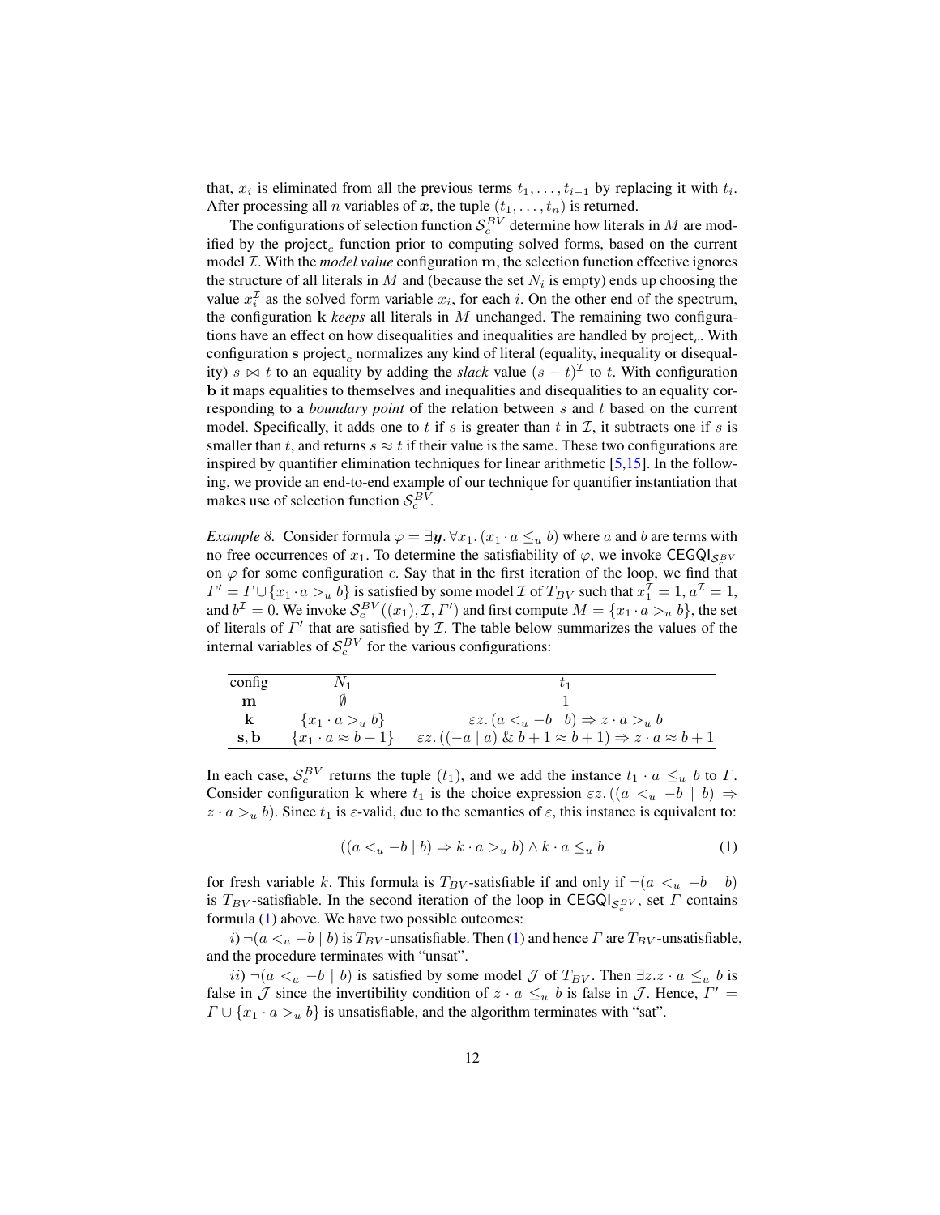that, $x_i$ is eliminated from all the previous terms $t_1, \dots, t_{i-1}$ by replacing it with $t_i$. After processing all $n$ variables of $\boldsymbol{x}$, the tuple $(t_1, \dots, t_n)$ is returned.

The configurations of selection function $\mathcal{S}_c^{BV}$ determine how literals in $M$ are modified by the $\mathsf{project}_c$ function prior to computing solved forms, based on the current model $\mathcal{I}$. With the *model value* configuration $\mathbf{m}$, the selection function effective ignores the structure of all literals in $M$ and (because the set $N_i$ is empty) ends up choosing the value $x_i^{\mathcal{I}}$ as the solved form variable $x_i$, for each $i$. On the other end of the spectrum, the configuration $\mathbf{k}$ *keeps* all literals in $M$ unchanged. The remaining two configurations have an effect on how disequalities and inequalities are handled by $\mathsf{project}_c$. With configuration $\mathbf{s}$ $\mathsf{project}_c$ normalizes any kind of literal (equality, inequality or disequality) $s \bowtie t$ to an equality by adding the *slack* value $(s-t)^{\mathcal{I}}$ to $t$. With configuration $\mathbf{b}$ it maps equalities to themselves and inequalities and disequalities to an equality corresponding to a *boundary point* of the relation between $s$ and $t$ based on the current model. Specifically, it adds one to $t$ if $s$ is greater than $t$ in $\mathcal{I}$, it subtracts one if $s$ is smaller than $t$, and returns $s \approx t$ if their value is the same. These two configurations are inspired by quantifier elimination techniques for linear arithmetic [5,15]. In the following, we provide an end-to-end example of our technique for quantifier instantiation that makes use of selection function $\mathcal{S}_c^{BV}$.

*Example 8.* Consider formula $\varphi = \exists \boldsymbol{y}. \forall x_1. (x_1 \cdot a \leq_u b)$ where $a$ and $b$ are terms with no free occurrences of $x_1$. To determine the satisfiability of $\varphi$, we invoke $\mathsf{CEGQI}_{\mathcal{S}_c^{BV}}$ on $\varphi$ for some configuration $c$. Say that in the first iteration of the loop, we find that $\Gamma' = \Gamma \cup \{x_1 \cdot a >_u b\}$ is satisfied by some model $\mathcal{I}$ of $T_{BV}$ such that $x_1^{\mathcal{I}} = 1$, $a^{\mathcal{I}} = 1$, and $b^{\mathcal{I}} = 0$. We invoke $\mathcal{S}_c^{BV}((x_1), \mathcal{I}, \Gamma')$ and first compute $M = \{x_1 \cdot a >_u b\}$, the set of literals of $\Gamma'$ that are satisfied by $\mathcal{I}$. The table below summarizes the values of the internal variables of $\mathcal{S}_c^{BV}$ for the various configurations:

| config | $N_1$ | $t_1$ |
|---|---|---|
| $\mathbf{m}$ | $\emptyset$ | $1$ |
| $\mathbf{k}$ | $\{x_1 \cdot a >_u b\}$ | $\varepsilon z. (a <_u -b \mid b) \Rightarrow z \cdot a >_u b$ |
| $\mathbf{s}, \mathbf{b}$ | $\{x_1 \cdot a \approx b + 1\}$ | $\varepsilon z. ((-a \mid a) \,\&\, b + 1 \approx b + 1) \Rightarrow z \cdot a \approx b + 1$ |

In each case, $\mathcal{S}_c^{BV}$ returns the tuple $(t_1)$, and we add the instance $t_1 \cdot a \leq_u b$ to $\Gamma$. Consider configuration $\mathbf{k}$ where $t_1$ is the choice expression $\varepsilon z. ((a <_u -b \mid b) \Rightarrow z \cdot a >_u b)$. Since $t_1$ is $\varepsilon$-valid, due to the semantics of $\varepsilon$, this instance is equivalent to:

$$((a <_u -b \mid b) \Rightarrow k \cdot a >_u b) \land k \cdot a \leq_u b \tag{1}$$

for fresh variable $k$. This formula is $T_{BV}$-satisfiable if and only if $\neg(a <_u -b \mid b)$ is $T_{BV}$-satisfiable. In the second iteration of the loop in $\mathsf{CEGQI}_{\mathcal{S}_c^{BV}}$, set $\Gamma$ contains formula (1) above. We have two possible outcomes:

$i)$ $\neg(a <_u -b \mid b)$ is $T_{BV}$-unsatisfiable. Then (1) and hence $\Gamma$ are $T_{BV}$-unsatisfiable, and the procedure terminates with "unsat".

$ii)$ $\neg(a <_u -b \mid b)$ is satisfied by some model $\mathcal{J}$ of $T_{BV}$. Then $\exists z. z \cdot a \leq_u b$ is false in $\mathcal{J}$ since the invertibility condition of $z \cdot a \leq_u b$ is false in $\mathcal{J}$. Hence, $\Gamma' = \Gamma \cup \{x_1 \cdot a >_u b\}$ is unsatisfiable, and the algorithm terminates with "sat".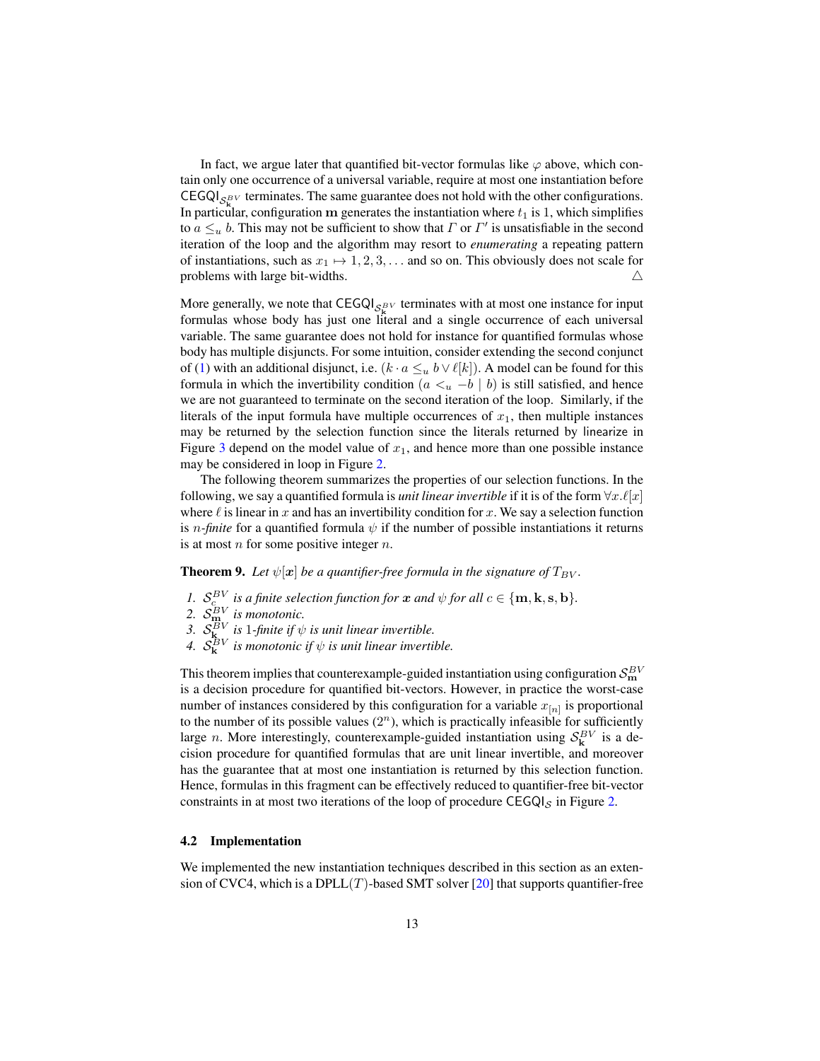In fact, we argue later that quantified bit-vector formulas like $\varphi$ above, which contain only one occurrence of a universal variable, require at most one instantiation before $\mathsf{CEGQI}_{\mathcal{S}^{BV}_{\mathbf{k}}}$ terminates. The same guarantee does not hold with the other configurations. In particular, configuration $\mathbf{m}$ generates the instantiation where $t_1$ is 1, which simplifies to $a \leq_u b$. This may not be sufficient to show that $\Gamma$ or $\Gamma'$ is unsatisfiable in the second iteration of the loop and the algorithm may resort to *enumerating* a repeating pattern of instantiations, such as $x_1 \mapsto 1, 2, 3, \ldots$ and so on. This obviously does not scale for problems with large bit-widths. △

More generally, we note that $\mathsf{CEGQI}_{\mathcal{S}^{BV}_{\mathbf{k}}}$ terminates with at most one instance for input formulas whose body has just one literal and a single occurrence of each universal variable. The same guarantee does not hold for instance for quantified formulas whose body has multiple disjuncts. For some intuition, consider extending the second conjunct of (1) with an additional disjunct, i.e. $(k \cdot a \leq_u b \vee \ell[k])$. A model can be found for this formula in which the invertibility condition $(a <_u -b \mid b)$ is still satisfied, and hence we are not guaranteed to terminate on the second iteration of the loop. Similarly, if the literals of the input formula have multiple occurrences of $x_1$, then multiple instances may be returned by the selection function since the literals returned by $\mathsf{linearize}$ in Figure 3 depend on the model value of $x_1$, and hence more than one possible instance may be considered in loop in Figure 2.

The following theorem summarizes the properties of our selection functions. In the following, we say a quantified formula is *unit linear invertible* if it is of the form $\forall x. \ell[x]$ where $\ell$ is linear in $x$ and has an invertibility condition for $x$. We say a selection function is *$n$-finite* for a quantified formula $\psi$ if the number of possible instantiations it returns is at most $n$ for some positive integer $n$.

**Theorem 9.** *Let $\psi[\boldsymbol{x}]$ be a quantifier-free formula in the signature of $T_{BV}$.*

1. *$\mathcal{S}^{BV}_{c}$ is a finite selection function for $\boldsymbol{x}$ and $\psi$ for all $c \in \{\mathbf{m}, \mathbf{k}, \mathbf{s}, \mathbf{b}\}$.*
2. *$\mathcal{S}^{BV}_{\mathbf{m}}$ is monotonic.*
3. *$\mathcal{S}^{BV}_{\mathbf{k}}$ is 1-finite if $\psi$ is unit linear invertible.*
4. *$\mathcal{S}^{BV}_{\mathbf{k}}$ is monotonic if $\psi$ is unit linear invertible.*

This theorem implies that counterexample-guided instantiation using configuration $\mathcal{S}^{BV}_{\mathbf{m}}$ is a decision procedure for quantified bit-vectors. However, in practice the worst-case number of instances considered by this configuration for a variable $x_{[n]}$ is proportional to the number of its possible values ($2^n$), which is practically infeasible for sufficiently large $n$. More interestingly, counterexample-guided instantiation using $\mathcal{S}^{BV}_{\mathbf{k}}$ is a decision procedure for quantified formulas that are unit linear invertible, and moreover has the guarantee that at most one instantiation is returned by this selection function. Hence, formulas in this fragment can be effectively reduced to quantifier-free bit-vector constraints in at most two iterations of the loop of procedure $\mathsf{CEGQI}_{\mathcal{S}}$ in Figure 2.

### 4.2 Implementation

We implemented the new instantiation techniques described in this section as an extension of CVC4, which is a DPLL($T$)-based SMT solver [20] that supports quantifier-free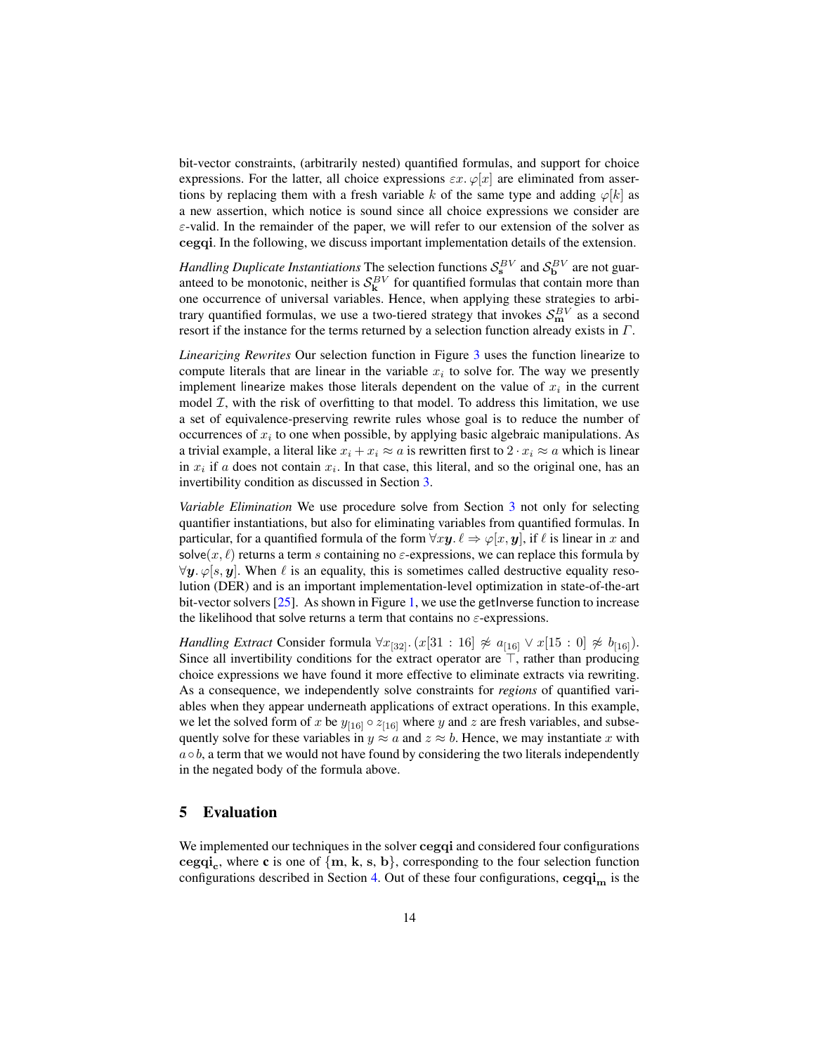bit-vector constraints, (arbitrarily nested) quantified formulas, and support for choice expressions. For the latter, all choice expressions $\varepsilon x. \varphi[x]$ are eliminated from assertions by replacing them with a fresh variable $k$ of the same type and adding $\varphi[k]$ as a new assertion, which notice is sound since all choice expressions we consider are $\varepsilon$-valid. In the remainder of the paper, we will refer to our extension of the solver as **cegqi**. In the following, we discuss important implementation details of the extension.

*Handling Duplicate Instantiations* The selection functions $\mathcal{S}_{\mathbf{s}}^{BV}$ and $\mathcal{S}_{\mathbf{b}}^{BV}$ are not guaranteed to be monotonic, neither is $\mathcal{S}_{\mathbf{k}}^{BV}$ for quantified formulas that contain more than one occurrence of universal variables. Hence, when applying these strategies to arbitrary quantified formulas, we use a two-tiered strategy that invokes $\mathcal{S}_{\mathbf{m}}^{BV}$ as a second resort if the instance for the terms returned by a selection function already exists in $\Gamma$.

*Linearizing Rewrites* Our selection function in Figure 3 uses the function linearize to compute literals that are linear in the variable $x_i$ to solve for. The way we presently implement linearize makes those literals dependent on the value of $x_i$ in the current model $\mathcal{I}$, with the risk of overfitting to that model. To address this limitation, we use a set of equivalence-preserving rewrite rules whose goal is to reduce the number of occurrences of $x_i$ to one when possible, by applying basic algebraic manipulations. As a trivial example, a literal like $x_i + x_i \approx a$ is rewritten first to $2 \cdot x_i \approx a$ which is linear in $x_i$ if $a$ does not contain $x_i$. In that case, this literal, and so the original one, has an invertibility condition as discussed in Section 3.

*Variable Elimination* We use procedure solve from Section 3 not only for selecting quantifier instantiations, but also for eliminating variables from quantified formulas. In particular, for a quantified formula of the form $\forall x\boldsymbol{y}. \ell \Rightarrow \varphi[x, \boldsymbol{y}]$, if $\ell$ is linear in $x$ and $\mathsf{solve}(x, \ell)$ returns a term $s$ containing no $\varepsilon$-expressions, we can replace this formula by $\forall \boldsymbol{y}. \varphi[s, \boldsymbol{y}]$. When $\ell$ is an equality, this is sometimes called destructive equality resolution (DER) and is an important implementation-level optimization in state-of-the-art bit-vector solvers [25]. As shown in Figure 1, we use the getInverse function to increase the likelihood that solve returns a term that contains no $\varepsilon$-expressions.

*Handling Extract* Consider formula $\forall x_{[32]}. (x[31:16] \not\approx a_{[16]} \vee x[15:0] \not\approx b_{[16]})$. Since all invertibility conditions for the extract operator are $\top$, rather than producing choice expressions we have found it more effective to eliminate extracts via rewriting. As a consequence, we independently solve constraints for *regions* of quantified variables when they appear underneath applications of extract operations. In this example, we let the solved form of $x$ be $y_{[16]} \circ z_{[16]}$ where $y$ and $z$ are fresh variables, and subsequently solve for these variables in $y \approx a$ and $z \approx b$. Hence, we may instantiate $x$ with $a \circ b$, a term that we would not have found by considering the two literals independently in the negated body of the formula above.

## 5 Evaluation

We implemented our techniques in the solver **cegqi** and considered four configurations $\mathbf{cegqi_c}$, where $\mathbf{c}$ is one of $\{\mathbf{m}, \mathbf{k}, \mathbf{s}, \mathbf{b}\}$, corresponding to the four selection function configurations described in Section 4. Out of these four configurations, $\mathbf{cegqi_m}$ is the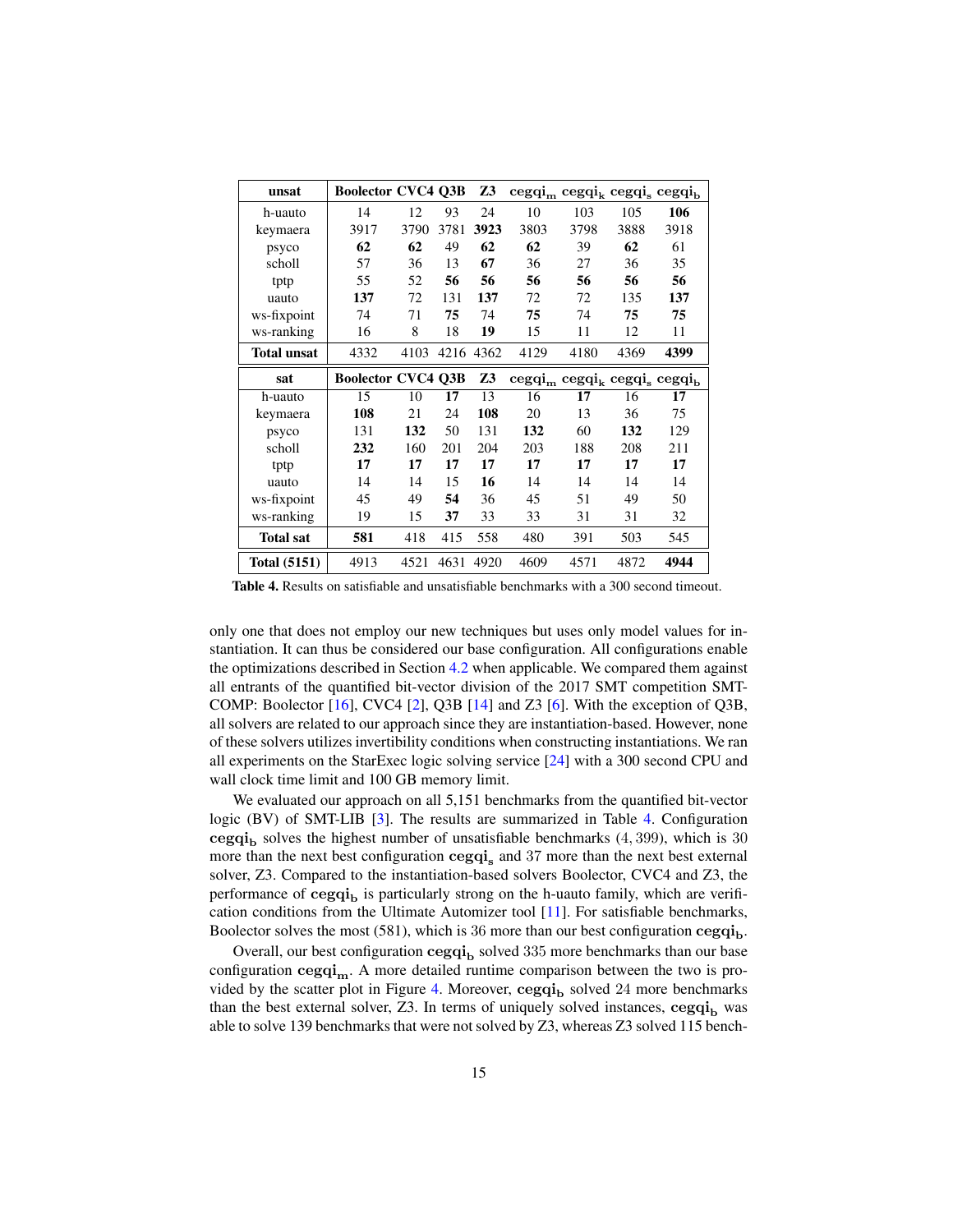| **unsat** | **Boolector** | **CVC4** | **Q3B** | **Z3** | $\mathbf{cegqi_m}$ | $\mathbf{cegqi_k}$ | $\mathbf{cegqi_s}$ | $\mathbf{cegqi_b}$ |
|---|---|---|---|---|---|---|---|---|
| h-uauto | 14 | 12 | 93 | 24 | 10 | 103 | 105 | **106** |
| keymaera | 3917 | 3790 | 3781 | **3923** | 3803 | 3798 | 3888 | 3918 |
| psyco | **62** | **62** | 49 | **62** | **62** | 39 | **62** | 61 |
| scholl | 57 | 36 | 13 | **67** | 36 | 27 | 36 | 35 |
| tptp | 55 | 52 | **56** | **56** | **56** | **56** | **56** | **56** |
| uauto | **137** | 72 | 131 | **137** | 72 | 72 | 135 | **137** |
| ws-fixpoint | 74 | 71 | **75** | 74 | **75** | 74 | **75** | **75** |
| ws-ranking | 16 | 8 | 18 | **19** | 15 | 11 | 12 | 11 |
| **Total unsat** | 4332 | 4103 | 4216 | 4362 | 4129 | 4180 | 4369 | **4399** |
| **sat** | **Boolector** | **CVC4** | **Q3B** | **Z3** | $\mathbf{cegqi_m}$ | $\mathbf{cegqi_k}$ | $\mathbf{cegqi_s}$ | $\mathbf{cegqi_b}$ |
| h-uauto | 15 | 10 | **17** | 13 | 16 | **17** | 16 | **17** |
| keymaera | **108** | 21 | 24 | **108** | 20 | 13 | 36 | 75 |
| psyco | 131 | **132** | 50 | 131 | **132** | 60 | **132** | 129 |
| scholl | **232** | 160 | 201 | 204 | 203 | 188 | 208 | 211 |
| tptp | **17** | **17** | **17** | **17** | **17** | **17** | **17** | **17** |
| uauto | 14 | 14 | 15 | **16** | 14 | 14 | 14 | 14 |
| ws-fixpoint | 45 | 49 | **54** | 36 | 45 | 51 | 49 | 50 |
| ws-ranking | 19 | 15 | **37** | 33 | 33 | 31 | 31 | 32 |
| **Total sat** | **581** | 418 | 415 | 558 | 480 | 391 | 503 | 545 |
| **Total (5151)** | 4913 | 4521 | 4631 | 4920 | 4609 | 4571 | 4872 | **4944** |

**Table 4.** Results on satisfiable and unsatisfiable benchmarks with a 300 second timeout.

only one that does not employ our new techniques but uses only model values for instantiation. It can thus be considered our base configuration. All configurations enable the optimizations described in Section 4.2 when applicable. We compared them against all entrants of the quantified bit-vector division of the 2017 SMT competition SMT-COMP: Boolector [16], CVC4 [2], Q3B [14] and Z3 [6]. With the exception of Q3B, all solvers are related to our approach since they are instantiation-based. However, none of these solvers utilizes invertibility conditions when constructing instantiations. We ran all experiments on the StarExec logic solving service [24] with a 300 second CPU and wall clock time limit and 100 GB memory limit.

We evaluated our approach on all 5,151 benchmarks from the quantified bit-vector logic (BV) of SMT-LIB [3]. The results are summarized in Table 4. Configuration $\mathbf{cegqi_b}$ solves the highest number of unsatisfiable benchmarks $(4,399)$, which is 30 more than the next best configuration $\mathbf{cegqi_s}$ and 37 more than the next best external solver, Z3. Compared to the instantiation-based solvers Boolector, CVC4 and Z3, the performance of $\mathbf{cegqi_b}$ is particularly strong on the h-uauto family, which are verification conditions from the Ultimate Automizer tool [11]. For satisfiable benchmarks, Boolector solves the most (581), which is 36 more than our best configuration $\mathbf{cegqi_b}$.

Overall, our best configuration $\mathbf{cegqi_b}$ solved $335$ more benchmarks than our base configuration $\mathbf{cegqi_m}$. A more detailed runtime comparison between the two is provided by the scatter plot in Figure 4. Moreover, $\mathbf{cegqi_b}$ solved $24$ more benchmarks than the best external solver, Z3. In terms of uniquely solved instances, $\mathbf{cegqi_b}$ was able to solve 139 benchmarks that were not solved by Z3, whereas Z3 solved 115 bench-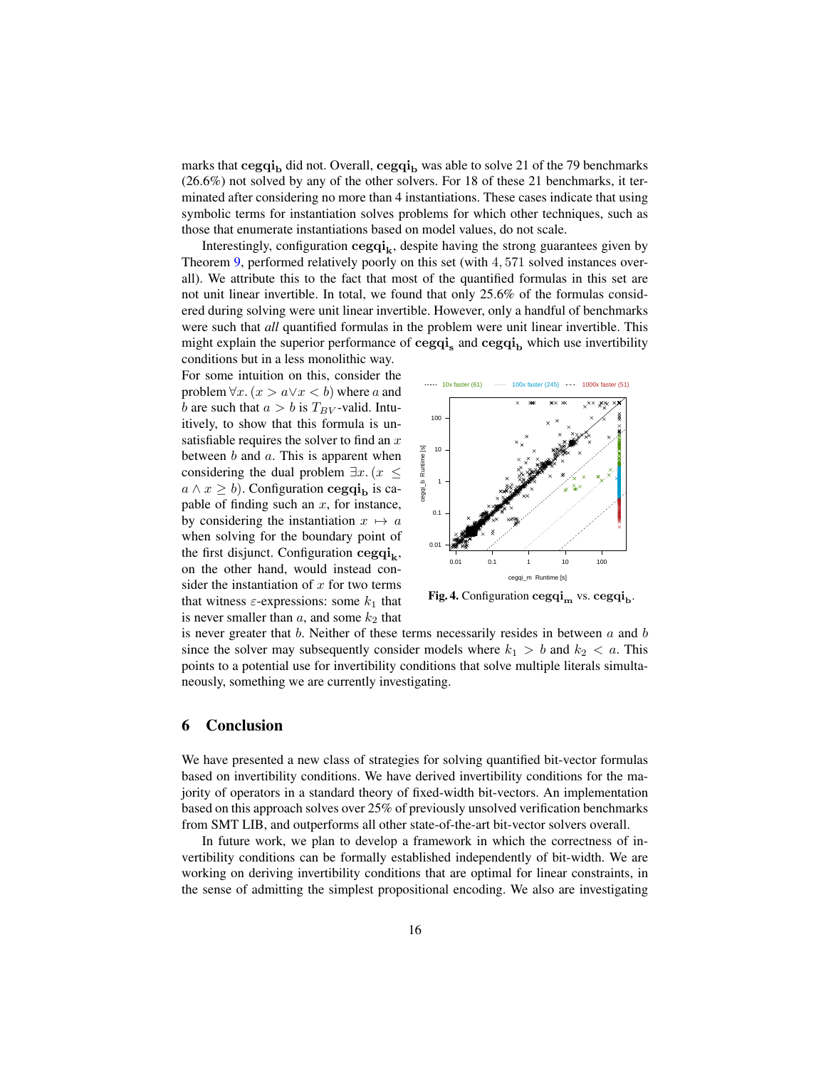marks that $\mathbf{cegqi_b}$ did not. Overall, $\mathbf{cegqi_b}$ was able to solve 21 of the 79 benchmarks (26.6%) not solved by any of the other solvers. For 18 of these 21 benchmarks, it terminated after considering no more than 4 instantiations. These cases indicate that using symbolic terms for instantiation solves problems for which other techniques, such as those that enumerate instantiations based on model values, do not scale.

Interestingly, configuration $\mathbf{cegqi_k}$, despite having the strong guarantees given by Theorem 9, performed relatively poorly on this set (with $4,571$ solved instances overall). We attribute this to the fact that most of the quantified formulas in this set are not unit linear invertible. In total, we found that only 25.6% of the formulas considered during solving were unit linear invertible. However, only a handful of benchmarks were such that *all* quantified formulas in the problem were unit linear invertible. This might explain the superior performance of $\mathbf{cegqi_s}$ and $\mathbf{cegqi_b}$ which use invertibility conditions but in a less monolithic way.

For some intuition on this, consider the problem $\forall x. (x > a \vee x < b)$ where $a$ and $b$ are such that $a > b$ is $T_{BV}$-valid. Intuitively, to show that this formula is unsatisfiable requires the solver to find an $x$ between $b$ and $a$. This is apparent when considering the dual problem $\exists x. (x \leq a \wedge x \geq b)$. Configuration $\mathbf{cegqi_b}$ is capable of finding such an $x$, for instance, by considering the instantiation $x \mapsto a$ when solving for the boundary point of the first disjunct. Configuration $\mathbf{cegqi_k}$, on the other hand, would instead consider the instantiation of $x$ for two terms that witness $\varepsilon$-expressions: some $k_1$ that is never smaller than $a$, and some $k_2$ that is never greater that $b$. Neither of these terms necessarily resides in between $a$ and $b$ since the solver may subsequently consider models where $k_1 > b$ and $k_2 < a$. This points to a potential use for invertibility conditions that solve multiple literals simultaneously, something we are currently investigating.

**Fig. 4.** Configuration $\mathbf{cegqi_m}$ vs. $\mathbf{cegqi_b}$.

## 6 Conclusion

We have presented a new class of strategies for solving quantified bit-vector formulas based on invertibility conditions. We have derived invertibility conditions for the majority of operators in a standard theory of fixed-width bit-vectors. An implementation based on this approach solves over 25% of previously unsolved verification benchmarks from SMT LIB, and outperforms all other state-of-the-art bit-vector solvers overall.

In future work, we plan to develop a framework in which the correctness of invertibility conditions can be formally established independently of bit-width. We are working on deriving invertibility conditions that are optimal for linear constraints, in the sense of admitting the simplest propositional encoding. We also are investigating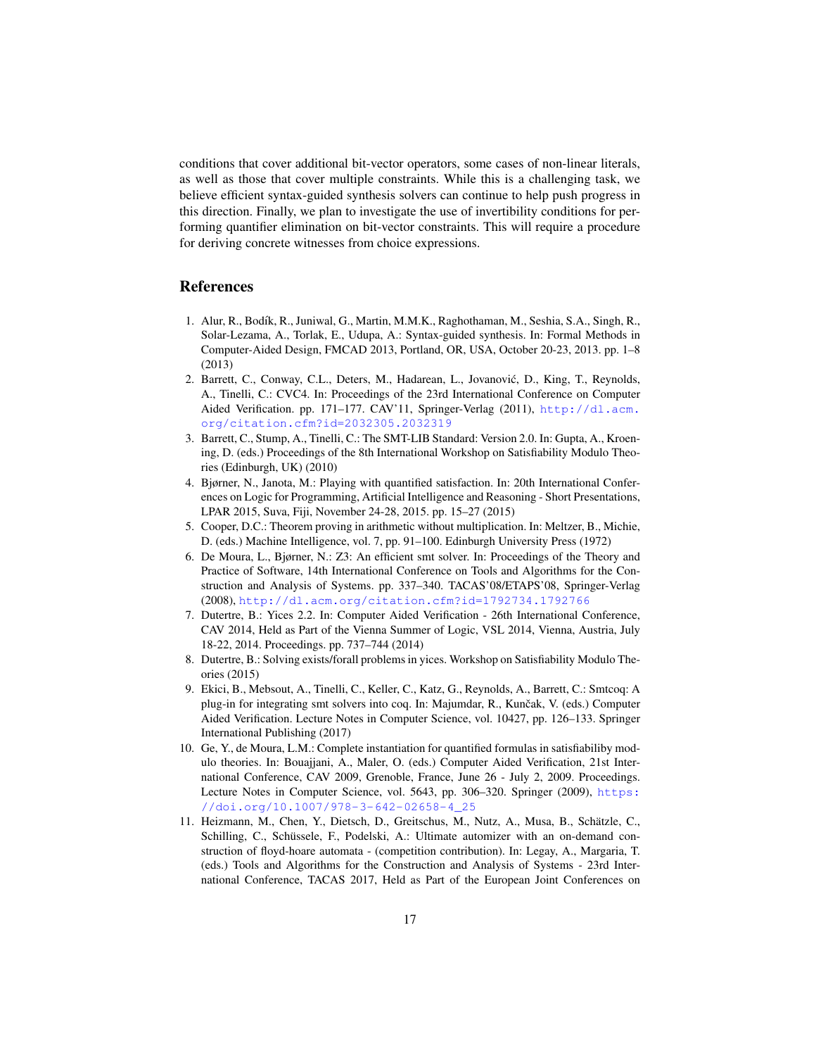conditions that cover additional bit-vector operators, some cases of non-linear literals, as well as those that cover multiple constraints. While this is a challenging task, we believe efficient syntax-guided synthesis solvers can continue to help push progress in this direction. Finally, we plan to investigate the use of invertibility conditions for performing quantifier elimination on bit-vector constraints. This will require a procedure for deriving concrete witnesses from choice expressions.

## References

1. Alur, R., Bodík, R., Juniwal, G., Martin, M.M.K., Raghothaman, M., Seshia, S.A., Singh, R., Solar-Lezama, A., Torlak, E., Udupa, A.: Syntax-guided synthesis. In: Formal Methods in Computer-Aided Design, FMCAD 2013, Portland, OR, USA, October 20-23, 2013. pp. 1–8 (2013)
2. Barrett, C., Conway, C.L., Deters, M., Hadarean, L., Jovanović, D., King, T., Reynolds, A., Tinelli, C.: CVC4. In: Proceedings of the 23rd International Conference on Computer Aided Verification. pp. 171–177. CAV'11, Springer-Verlag (2011), http://dl.acm.org/citation.cfm?id=2032305.2032319
3. Barrett, C., Stump, A., Tinelli, C.: The SMT-LIB Standard: Version 2.0. In: Gupta, A., Kroening, D. (eds.) Proceedings of the 8th International Workshop on Satisfiability Modulo Theories (Edinburgh, UK) (2010)
4. Bjørner, N., Janota, M.: Playing with quantified satisfaction. In: 20th International Conferences on Logic for Programming, Artificial Intelligence and Reasoning - Short Presentations, LPAR 2015, Suva, Fiji, November 24-28, 2015. pp. 15–27 (2015)
5. Cooper, D.C.: Theorem proving in arithmetic without multiplication. In: Meltzer, B., Michie, D. (eds.) Machine Intelligence, vol. 7, pp. 91–100. Edinburgh University Press (1972)
6. De Moura, L., Bjørner, N.: Z3: An efficient smt solver. In: Proceedings of the Theory and Practice of Software, 14th International Conference on Tools and Algorithms for the Construction and Analysis of Systems. pp. 337–340. TACAS'08/ETAPS'08, Springer-Verlag (2008), http://dl.acm.org/citation.cfm?id=1792734.1792766
7. Dutertre, B.: Yices 2.2. In: Computer Aided Verification - 26th International Conference, CAV 2014, Held as Part of the Vienna Summer of Logic, VSL 2014, Vienna, Austria, July 18-22, 2014. Proceedings. pp. 737–744 (2014)
8. Dutertre, B.: Solving exists/forall problems in yices. Workshop on Satisfiability Modulo Theories (2015)
9. Ekici, B., Mebsout, A., Tinelli, C., Keller, C., Katz, G., Reynolds, A., Barrett, C.: Smtcoq: A plug-in for integrating smt solvers into coq. In: Majumdar, R., Kunčak, V. (eds.) Computer Aided Verification. Lecture Notes in Computer Science, vol. 10427, pp. 126–133. Springer International Publishing (2017)
10. Ge, Y., de Moura, L.M.: Complete instantiation for quantified formulas in satisfiabiliby modulo theories. In: Bouajjani, A., Maler, O. (eds.) Computer Aided Verification, 21st International Conference, CAV 2009, Grenoble, France, June 26 - July 2, 2009. Proceedings. Lecture Notes in Computer Science, vol. 5643, pp. 306–320. Springer (2009), https://doi.org/10.1007/978-3-642-02658-4_25
11. Heizmann, M., Chen, Y., Dietsch, D., Greitschus, M., Nutz, A., Musa, B., Schätzle, C., Schilling, C., Schüssele, F., Podelski, A.: Ultimate automizer with an on-demand construction of floyd-hoare automata - (competition contribution). In: Legay, A., Margaria, T. (eds.) Tools and Algorithms for the Construction and Analysis of Systems - 23rd International Conference, TACAS 2017, Held as Part of the European Joint Conferences on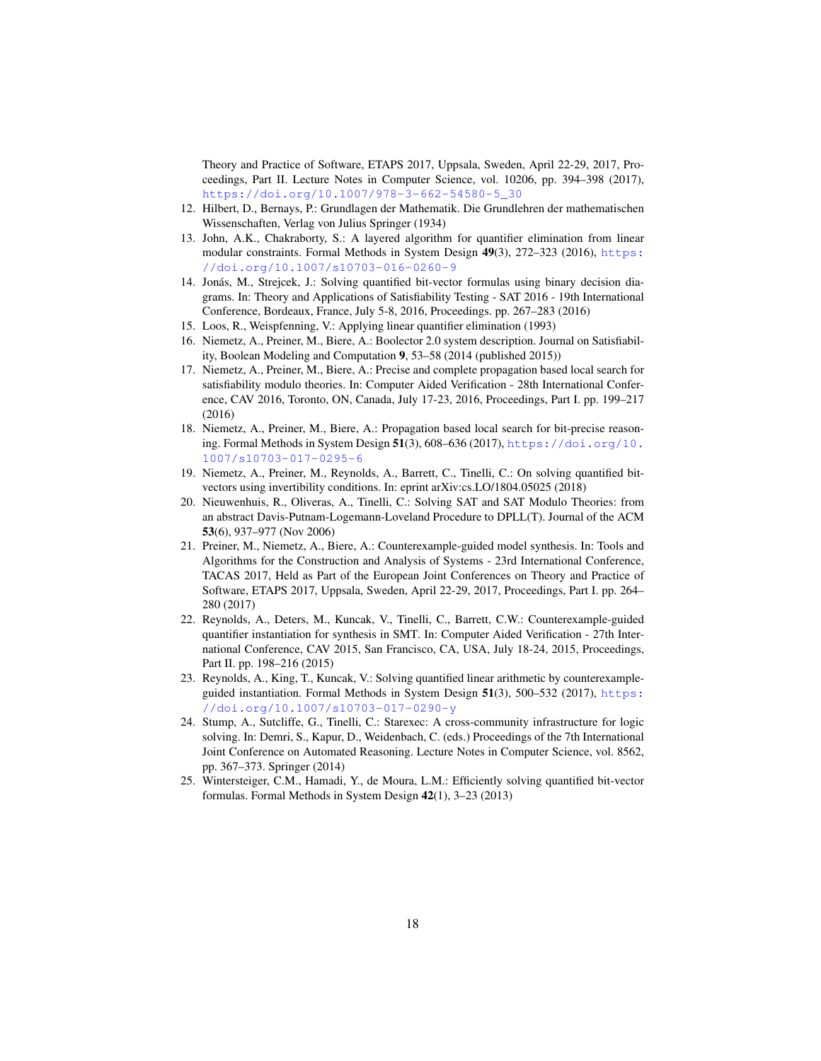Theory and Practice of Software, ETAPS 2017, Uppsala, Sweden, April 22-29, 2017, Proceedings, Part II. Lecture Notes in Computer Science, vol. 10206, pp. 394–398 (2017), https://doi.org/10.1007/978-3-662-54580-5_30

12. Hilbert, D., Bernays, P.: Grundlagen der Mathematik. Die Grundlehren der mathematischen Wissenschaften, Verlag von Julius Springer (1934)
13. John, A.K., Chakraborty, S.: A layered algorithm for quantifier elimination from linear modular constraints. Formal Methods in System Design **49**(3), 272–323 (2016), https://doi.org/10.1007/s10703-016-0260-9
14. Jonás, M., Strejcek, J.: Solving quantified bit-vector formulas using binary decision diagrams. In: Theory and Applications of Satisfiability Testing - SAT 2016 - 19th International Conference, Bordeaux, France, July 5-8, 2016, Proceedings. pp. 267–283 (2016)
15. Loos, R., Weispfenning, V.: Applying linear quantifier elimination (1993)
16. Niemetz, A., Preiner, M., Biere, A.: Boolector 2.0 system description. Journal on Satisfiability, Boolean Modeling and Computation **9**, 53–58 (2014 (published 2015))
17. Niemetz, A., Preiner, M., Biere, A.: Precise and complete propagation based local search for satisfiability modulo theories. In: Computer Aided Verification - 28th International Conference, CAV 2016, Toronto, ON, Canada, July 17-23, 2016, Proceedings, Part I. pp. 199–217 (2016)
18. Niemetz, A., Preiner, M., Biere, A.: Propagation based local search for bit-precise reasoning. Formal Methods in System Design **51**(3), 608–636 (2017), https://doi.org/10.1007/s10703-017-0295-6
19. Niemetz, A., Preiner, M., Reynolds, A., Barrett, C., Tinelli, C.: On solving quantified bit-vectors using invertibility conditions. In: eprint arXiv:cs.LO/1804.05025 (2018)
20. Nieuwenhuis, R., Oliveras, A., Tinelli, C.: Solving SAT and SAT Modulo Theories: from an abstract Davis-Putnam-Logemann-Loveland Procedure to DPLL(T). Journal of the ACM **53**(6), 937–977 (Nov 2006)
21. Preiner, M., Niemetz, A., Biere, A.: Counterexample-guided model synthesis. In: Tools and Algorithms for the Construction and Analysis of Systems - 23rd International Conference, TACAS 2017, Held as Part of the European Joint Conferences on Theory and Practice of Software, ETAPS 2017, Uppsala, Sweden, April 22-29, 2017, Proceedings, Part I. pp. 264–280 (2017)
22. Reynolds, A., Deters, M., Kuncak, V., Tinelli, C., Barrett, C.W.: Counterexample-guided quantifier instantiation for synthesis in SMT. In: Computer Aided Verification - 27th International Conference, CAV 2015, San Francisco, CA, USA, July 18-24, 2015, Proceedings, Part II. pp. 198–216 (2015)
23. Reynolds, A., King, T., Kuncak, V.: Solving quantified linear arithmetic by counterexample-guided instantiation. Formal Methods in System Design **51**(3), 500–532 (2017), https://doi.org/10.1007/s10703-017-0290-y
24. Stump, A., Sutcliffe, G., Tinelli, C.: Starexec: A cross-community infrastructure for logic solving. In: Demri, S., Kapur, D., Weidenbach, C. (eds.) Proceedings of the 7th International Joint Conference on Automated Reasoning. Lecture Notes in Computer Science, vol. 8562, pp. 367–373. Springer (2014)
25. Wintersteiger, C.M., Hamadi, Y., de Moura, L.M.: Efficiently solving quantified bit-vector formulas. Formal Methods in System Design **42**(1), 3–23 (2013)